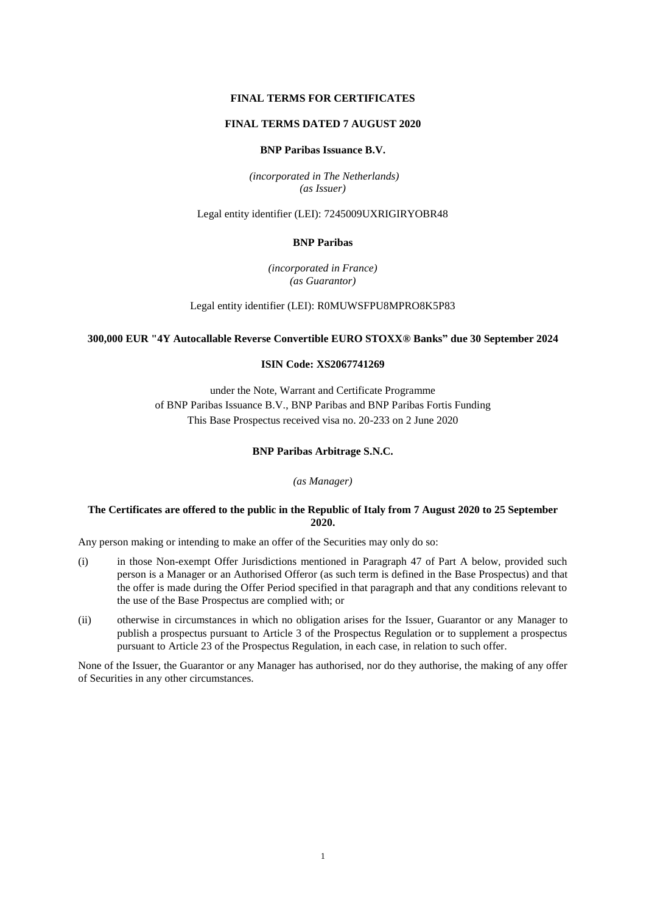**FINAL TERMS FOR CERTIFICATES**

**FINAL TERMS DATED 7 AUGUST 2020**

**BNP Paribas Issuance B.V.**

*(incorporated in The Netherlands)*
*(as Issuer)*

Legal entity identifier (LEI): 7245009UXRIGIRYOBR48

**BNP Paribas**

*(incorporated in France)*
*(as Guarantor)*

Legal entity identifier (LEI): R0MUWSFPU8MPRO8K5P83

**300,000 EUR "4Y Autocallable Reverse Convertible EURO STOXX® Banks" due 30 September 2024**

**ISIN Code: XS2067741269**

under the Note, Warrant and Certificate Programme
of BNP Paribas Issuance B.V., BNP Paribas and BNP Paribas Fortis Funding
This Base Prospectus received visa no. 20-233 on 2 June 2020

**BNP Paribas Arbitrage S.N.C.**

*(as Manager)*

**The Certificates are offered to the public in the Republic of Italy from 7 August 2020 to 25 September 2020.**

Any person making or intending to make an offer of the Securities may only do so:

(i) in those Non-exempt Offer Jurisdictions mentioned in Paragraph 47 of Part A below, provided such person is a Manager or an Authorised Offeror (as such term is defined in the Base Prospectus) and that the offer is made during the Offer Period specified in that paragraph and that any conditions relevant to the use of the Base Prospectus are complied with; or

(ii) otherwise in circumstances in which no obligation arises for the Issuer, Guarantor or any Manager to publish a prospectus pursuant to Article 3 of the Prospectus Regulation or to supplement a prospectus pursuant to Article 23 of the Prospectus Regulation, in each case, in relation to such offer.

None of the Issuer, the Guarantor or any Manager has authorised, nor do they authorise, the making of any offer of Securities in any other circumstances.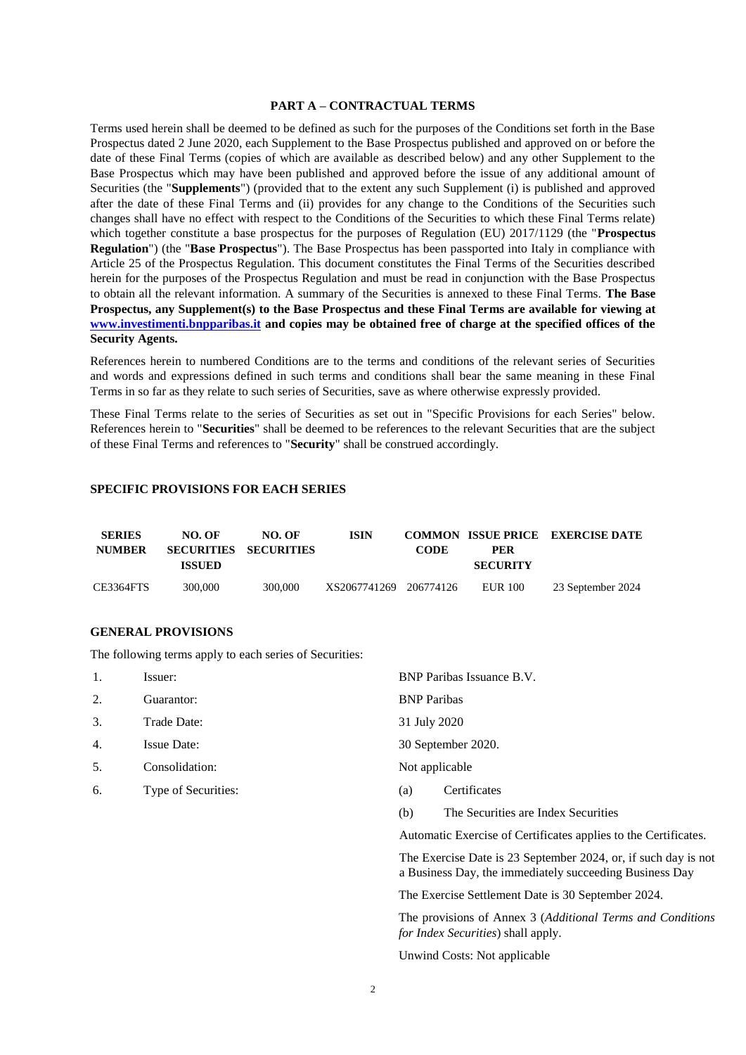## PART A – CONTRACTUAL TERMS

Terms used herein shall be deemed to be defined as such for the purposes of the Conditions set forth in the Base Prospectus dated 2 June 2020, each Supplement to the Base Prospectus published and approved on or before the date of these Final Terms (copies of which are available as described below) and any other Supplement to the Base Prospectus which may have been published and approved before the issue of any additional amount of Securities (the "**Supplements**") (provided that to the extent any such Supplement (i) is published and approved after the date of these Final Terms and (ii) provides for any change to the Conditions of the Securities such changes shall have no effect with respect to the Conditions of the Securities to which these Final Terms relate) which together constitute a base prospectus for the purposes of Regulation (EU) 2017/1129 (the "**Prospectus Regulation**") (the "**Base Prospectus**"). The Base Prospectus has been passported into Italy in compliance with Article 25 of the Prospectus Regulation. This document constitutes the Final Terms of the Securities described herein for the purposes of the Prospectus Regulation and must be read in conjunction with the Base Prospectus to obtain all the relevant information. A summary of the Securities is annexed to these Final Terms. **The Base Prospectus, any Supplement(s) to the Base Prospectus and these Final Terms are available for viewing at www.investimenti.bnpparibas.it and copies may be obtained free of charge at the specified offices of the Security Agents.**

References herein to numbered Conditions are to the terms and conditions of the relevant series of Securities and words and expressions defined in such terms and conditions shall bear the same meaning in these Final Terms in so far as they relate to such series of Securities, save as where otherwise expressly provided.

These Final Terms relate to the series of Securities as set out in "Specific Provisions for each Series" below. References herein to "**Securities**" shall be deemed to be references to the relevant Securities that are the subject of these Final Terms and references to "**Security**" shall be construed accordingly.

### SPECIFIC PROVISIONS FOR EACH SERIES

| SERIES NUMBER | NO. OF SECURITIES ISSUED | NO. OF SECURITIES | ISIN | COMMON CODE | ISSUE PRICE PER SECURITY | EXERCISE DATE |
|---|---|---|---|---|---|---|
| CE3364FTS | 300,000 | 300,000 | XS2067741269 | 206774126 | EUR 100 | 23 September 2024 |

### GENERAL PROVISIONS

The following terms apply to each series of Securities:

| | | |
|---|---|---|
| 1. | Issuer: | BNP Paribas Issuance B.V. |
| 2. | Guarantor: | BNP Paribas |
| 3. | Trade Date: | 31 July 2020 |
| 4. | Issue Date: | 30 September 2020. |
| 5. | Consolidation: | Not applicable |
| 6. | Type of Securities: | (a) Certificates |

(b) The Securities are Index Securities

Automatic Exercise of Certificates applies to the Certificates.

The Exercise Date is 23 September 2024, or, if such day is not a Business Day, the immediately succeeding Business Day

The Exercise Settlement Date is 30 September 2024.

The provisions of Annex 3 (*Additional Terms and Conditions for Index Securities*) shall apply.

Unwind Costs: Not applicable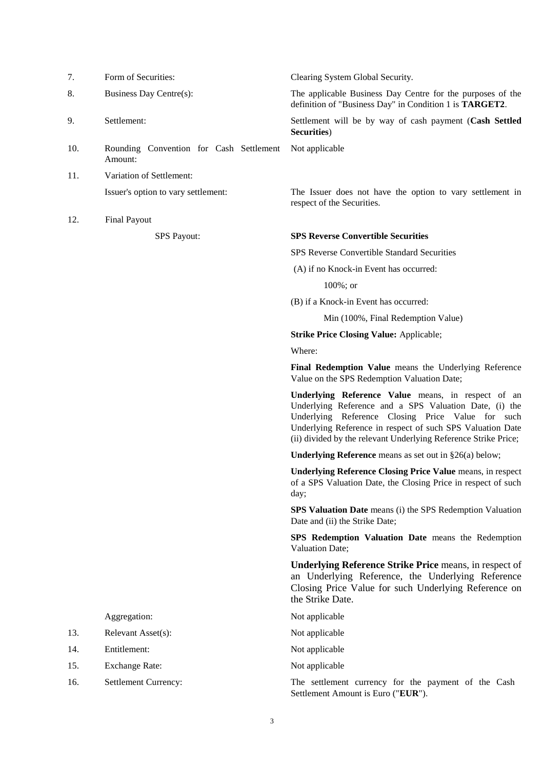| | | |
|---|---|---|
| 7. | Form of Securities: | Clearing System Global Security. |
| 8. | Business Day Centre(s): | The applicable Business Day Centre for the purposes of the definition of "Business Day" in Condition 1 is **TARGET2**. |
| 9. | Settlement: | Settlement will be by way of cash payment (**Cash Settled Securities**) |
| 10. | Rounding Convention for Cash Settlement Amount: | Not applicable |
| 11. | Variation of Settlement: | |
| | Issuer's option to vary settlement: | The Issuer does not have the option to vary settlement in respect of the Securities. |
| 12. | Final Payout | |
| | SPS Payout: | **SPS Reverse Convertible Securities**<br><br>SPS Reverse Convertible Standard Securities<br><br>(A) if no Knock-in Event has occurred:<br><br>100%; or<br><br>(B) if a Knock-in Event has occurred:<br><br>Min (100%, Final Redemption Value)<br><br>**Strike Price Closing Value:** Applicable;<br><br>Where:<br><br>**Final Redemption Value** means the Underlying Reference Value on the SPS Redemption Valuation Date;<br><br>**Underlying Reference Value** means, in respect of an Underlying Reference and a SPS Valuation Date, (i) the Underlying Reference Closing Price Value for such Underlying Reference in respect of such SPS Valuation Date (ii) divided by the relevant Underlying Reference Strike Price;<br><br>**Underlying Reference** means as set out in §26(a) below;<br><br>**Underlying Reference Closing Price Value** means, in respect of a SPS Valuation Date, the Closing Price in respect of such day;<br><br>**SPS Valuation Date** means (i) the SPS Redemption Valuation Date and (ii) the Strike Date;<br><br>**SPS Redemption Valuation Date** means the Redemption Valuation Date;<br><br>**Underlying Reference Strike Price** means, in respect of an Underlying Reference, the Underlying Reference Closing Price Value for such Underlying Reference on the Strike Date. |
| | Aggregation: | Not applicable |
| 13. | Relevant Asset(s): | Not applicable |
| 14. | Entitlement: | Not applicable |
| 15. | Exchange Rate: | Not applicable |
| 16. | Settlement Currency: | The settlement currency for the payment of the Cash Settlement Amount is Euro ("**EUR**"). |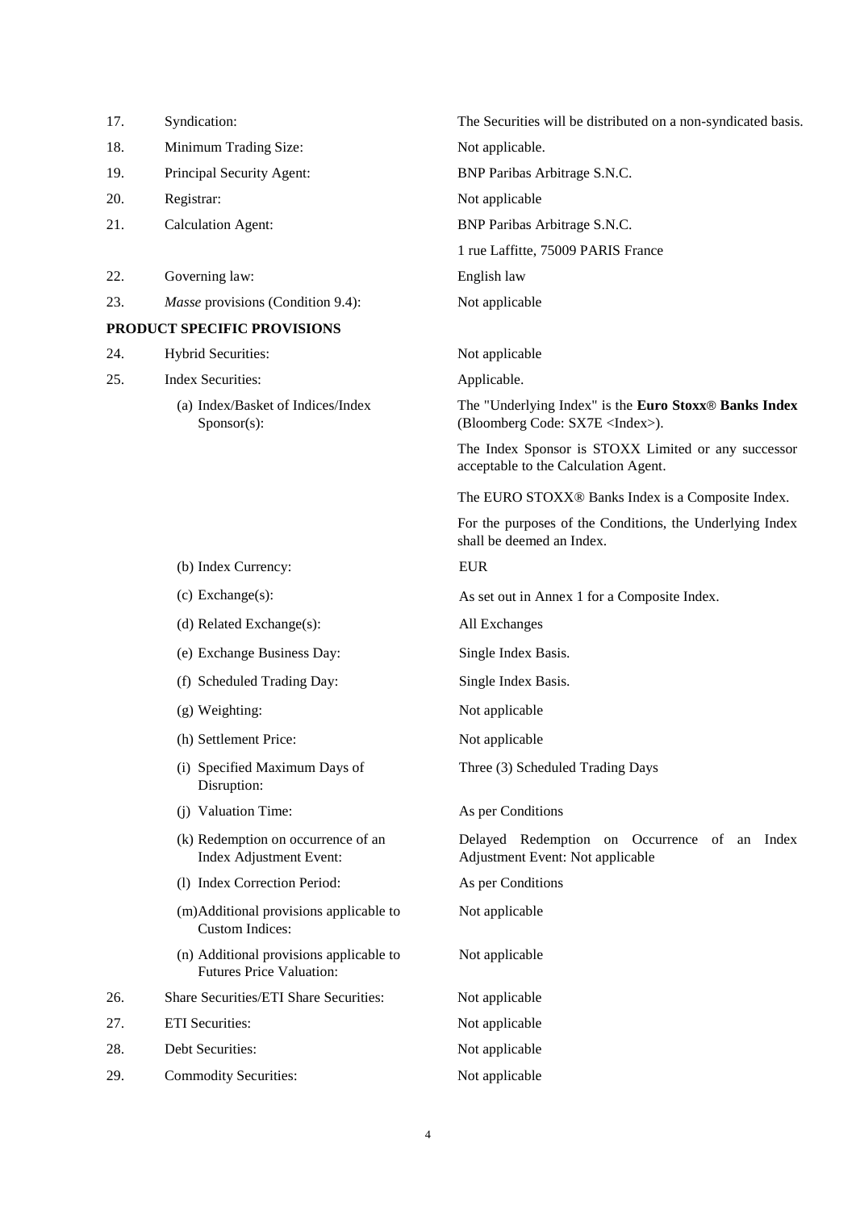| | | |
|---|---|---|
| 17. | Syndication: | The Securities will be distributed on a non-syndicated basis. |
| 18. | Minimum Trading Size: | Not applicable. |
| 19. | Principal Security Agent: | BNP Paribas Arbitrage S.N.C. |
| 20. | Registrar: | Not applicable |
| 21. | Calculation Agent: | BNP Paribas Arbitrage S.N.C.<br>1 rue Laffitte, 75009 PARIS France |
| 22. | Governing law: | English law |
| 23. | *Masse* provisions (Condition 9.4): | Not applicable |

**PRODUCT SPECIFIC PROVISIONS**

| | | |
|---|---|---|
| 24. | Hybrid Securities: | Not applicable |
| 25. | Index Securities: | Applicable. |
| | (a) Index/Basket of Indices/Index Sponsor(s): | The "Underlying Index" is the **Euro Stoxx® Banks Index** (Bloomberg Code: SX7E <Index>).<br>The Index Sponsor is STOXX Limited or any successor acceptable to the Calculation Agent.<br>The EURO STOXX® Banks Index is a Composite Index.<br>For the purposes of the Conditions, the Underlying Index shall be deemed an Index. |
| | (b) Index Currency: | EUR |
| | (c) Exchange(s): | As set out in Annex 1 for a Composite Index. |
| | (d) Related Exchange(s): | All Exchanges |
| | (e) Exchange Business Day: | Single Index Basis. |
| | (f) Scheduled Trading Day: | Single Index Basis. |
| | (g) Weighting: | Not applicable |
| | (h) Settlement Price: | Not applicable |
| | (i) Specified Maximum Days of Disruption: | Three (3) Scheduled Trading Days |
| | (j) Valuation Time: | As per Conditions |
| | (k) Redemption on occurrence of an Index Adjustment Event: | Delayed Redemption on Occurrence of an Index Adjustment Event: Not applicable |
| | (l) Index Correction Period: | As per Conditions |
| | (m) Additional provisions applicable to Custom Indices: | Not applicable |
| | (n) Additional provisions applicable to Futures Price Valuation: | Not applicable |
| 26. | Share Securities/ETI Share Securities: | Not applicable |
| 27. | ETI Securities: | Not applicable |
| 28. | Debt Securities: | Not applicable |
| 29. | Commodity Securities: | Not applicable |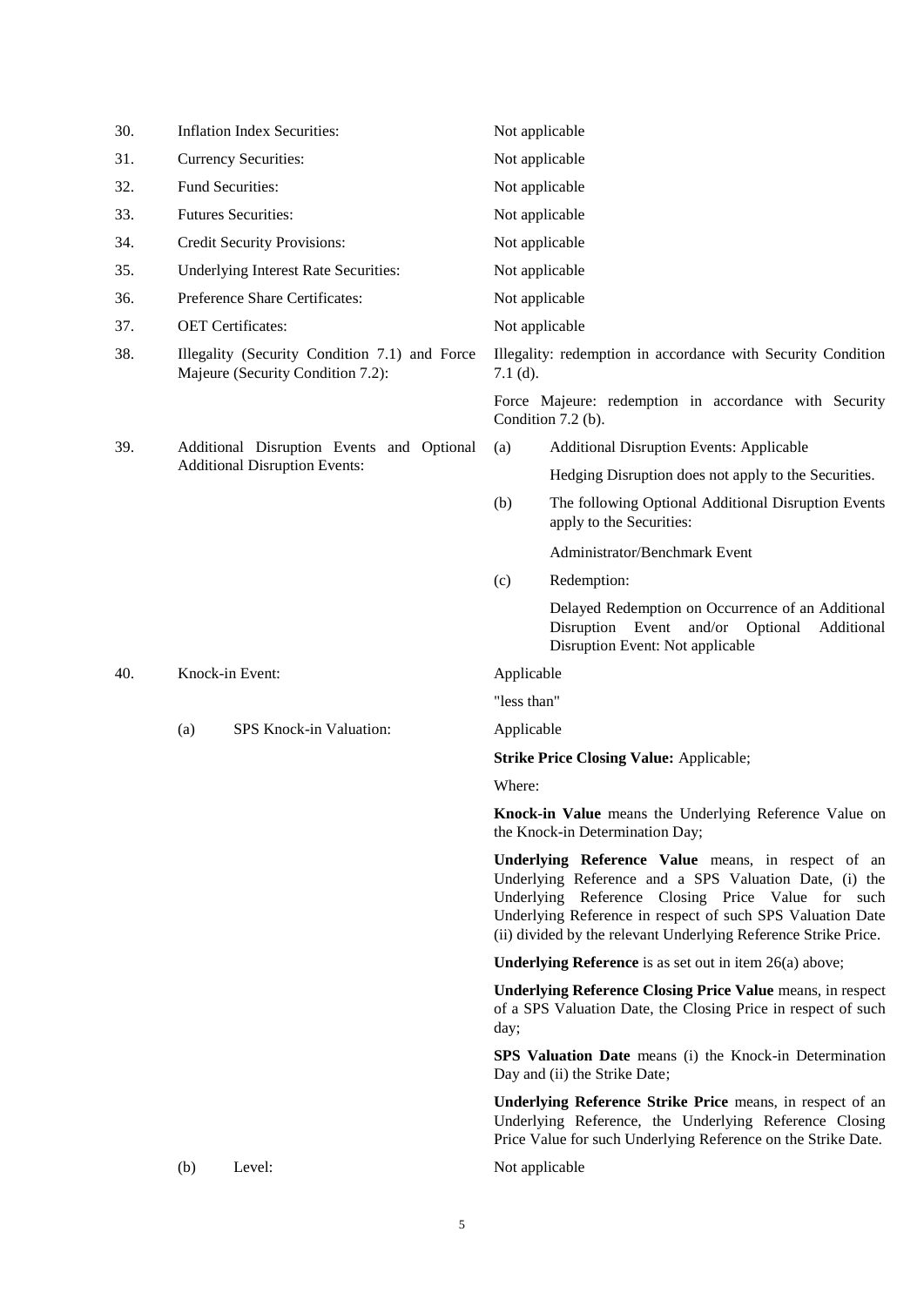| | | |
|---|---|---|
| 30. | Inflation Index Securities: | Not applicable |
| 31. | Currency Securities: | Not applicable |
| 32. | Fund Securities: | Not applicable |
| 33. | Futures Securities: | Not applicable |
| 34. | Credit Security Provisions: | Not applicable |
| 35. | Underlying Interest Rate Securities: | Not applicable |
| 36. | Preference Share Certificates: | Not applicable |
| 37. | OET Certificates: | Not applicable |
| 38. | Illegality (Security Condition 7.1) and Force Majeure (Security Condition 7.2): | Illegality: redemption in accordance with Security Condition 7.1 (d).<br><br>Force Majeure: redemption in accordance with Security Condition 7.2 (b). |
| 39. | Additional Disruption Events and Optional Additional Disruption Events: | (a) Additional Disruption Events: Applicable<br><br>Hedging Disruption does not apply to the Securities.<br><br>(b) The following Optional Additional Disruption Events apply to the Securities:<br><br>Administrator/Benchmark Event<br><br>(c) Redemption:<br><br>Delayed Redemption on Occurrence of an Additional Disruption Event and/or Optional Additional Disruption Event: Not applicable |
| 40. | Knock-in Event: | Applicable<br><br>"less than" |
| | (a) SPS Knock-in Valuation: | Applicable<br><br>**Strike Price Closing Value:** Applicable;<br><br>Where:<br><br>**Knock-in Value** means the Underlying Reference Value on the Knock-in Determination Day;<br><br>**Underlying Reference Value** means, in respect of an Underlying Reference and a SPS Valuation Date, (i) the Underlying Reference Closing Price Value for such Underlying Reference in respect of such SPS Valuation Date (ii) divided by the relevant Underlying Reference Strike Price.<br><br>**Underlying Reference** is as set out in item 26(a) above;<br><br>**Underlying Reference Closing Price Value** means, in respect of a SPS Valuation Date, the Closing Price in respect of such day;<br><br>**SPS Valuation Date** means (i) the Knock-in Determination Day and (ii) the Strike Date;<br><br>**Underlying Reference Strike Price** means, in respect of an Underlying Reference, the Underlying Reference Closing Price Value for such Underlying Reference on the Strike Date. |
| | (b) Level: | Not applicable |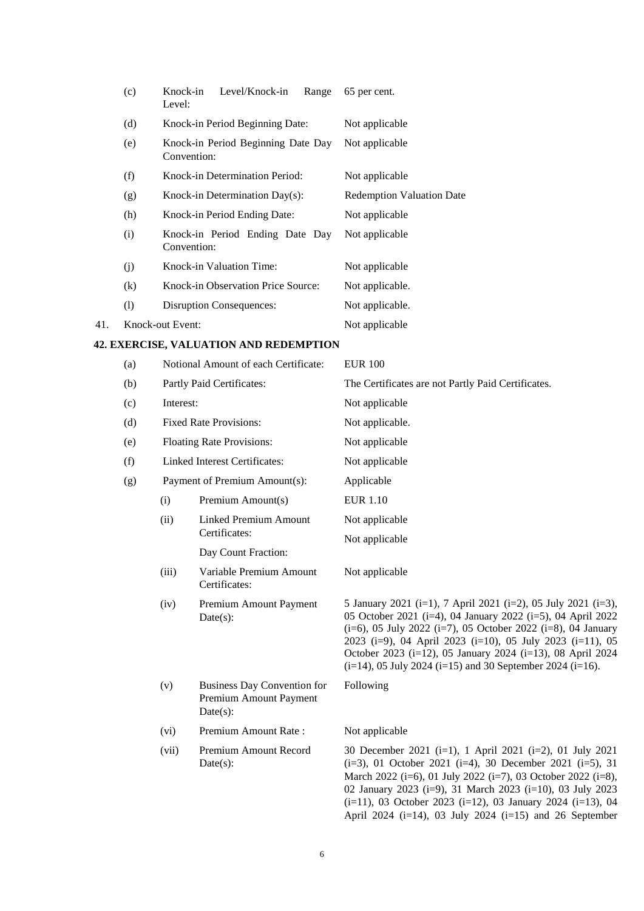| | | |
|---|---|---|
| (c) | Knock-in Level/Knock-in Range Level: | 65 per cent. |
| (d) | Knock-in Period Beginning Date: | Not applicable |
| (e) | Knock-in Period Beginning Date Day Convention: | Not applicable |
| (f) | Knock-in Determination Period: | Not applicable |
| (g) | Knock-in Determination Day(s): | Redemption Valuation Date |
| (h) | Knock-in Period Ending Date: | Not applicable |
| (i) | Knock-in Period Ending Date Day Convention: | Not applicable |
| (j) | Knock-in Valuation Time: | Not applicable |
| (k) | Knock-in Observation Price Source: | Not applicable. |
| (l) | Disruption Consequences: | Not applicable. |

41. Knock-out Event: Not applicable

**42. EXERCISE, VALUATION AND REDEMPTION**

| | | | |
|---|---|---|---|
| (a) | Notional Amount of each Certificate: | | EUR 100 |
| (b) | Partly Paid Certificates: | | The Certificates are not Partly Paid Certificates. |
| (c) | Interest: | | Not applicable |
| (d) | Fixed Rate Provisions: | | Not applicable. |
| (e) | Floating Rate Provisions: | | Not applicable |
| (f) | Linked Interest Certificates: | | Not applicable |
| (g) | Payment of Premium Amount(s): | | Applicable |
| | (i) | Premium Amount(s) | EUR 1.10 |
| | (ii) | Linked Premium Amount Certificates: | Not applicable |
| | | Day Count Fraction: | Not applicable |
| | (iii) | Variable Premium Amount Certificates: | Not applicable |
| | (iv) | Premium Amount Payment Date(s): | 5 January 2021 (i=1), 7 April 2021 (i=2), 05 July 2021 (i=3), 05 October 2021 (i=4), 04 January 2022 (i=5), 04 April 2022 (i=6), 05 July 2022 (i=7), 05 October 2022 (i=8), 04 January 2023 (i=9), 04 April 2023 (i=10), 05 July 2023 (i=11), 05 October 2023 (i=12), 05 January 2024 (i=13), 08 April 2024 (i=14), 05 July 2024 (i=15) and 30 September 2024 (i=16). |
| | (v) | Business Day Convention for Premium Amount Payment Date(s): | Following |
| | (vi) | Premium Amount Rate : | Not applicable |
| | (vii) | Premium Amount Record Date(s): | 30 December 2021 (i=1), 1 April 2021 (i=2), 01 July 2021 (i=3), 01 October 2021 (i=4), 30 December 2021 (i=5), 31 March 2022 (i=6), 01 July 2022 (i=7), 03 October 2022 (i=8), 02 January 2023 (i=9), 31 March 2023 (i=10), 03 July 2023 (i=11), 03 October 2023 (i=12), 03 January 2024 (i=13), 04 April 2024 (i=14), 03 July 2024 (i=15) and 26 September |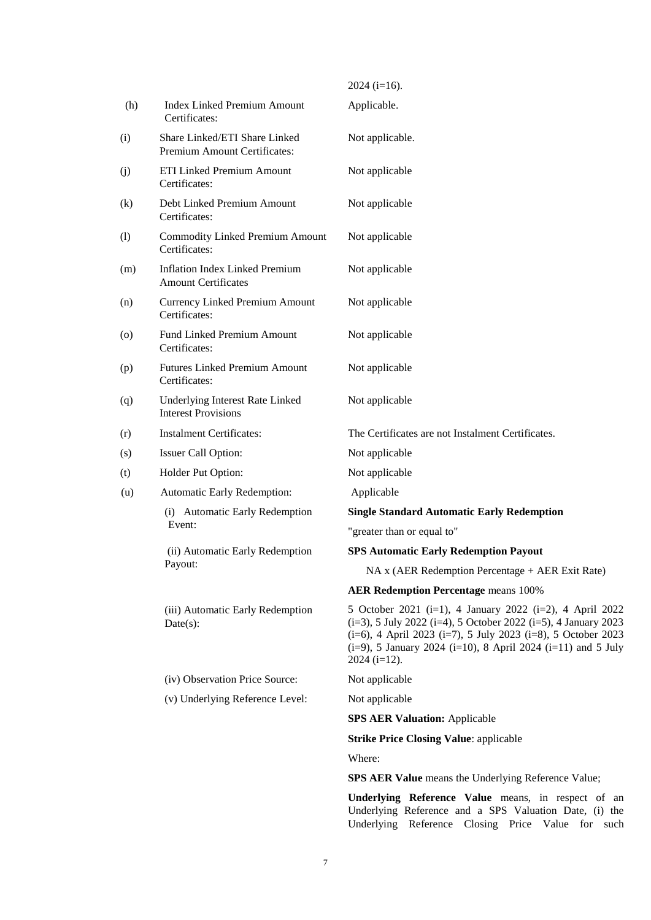| | | |
|---|---|---|
| | | 2024 (i=16). |
| (h) | Index Linked Premium Amount Certificates: | Applicable. |
| (i) | Share Linked/ETI Share Linked Premium Amount Certificates: | Not applicable. |
| (j) | ETI Linked Premium Amount Certificates: | Not applicable |
| (k) | Debt Linked Premium Amount Certificates: | Not applicable |
| (l) | Commodity Linked Premium Amount Certificates: | Not applicable |
| (m) | Inflation Index Linked Premium Amount Certificates | Not applicable |
| (n) | Currency Linked Premium Amount Certificates: | Not applicable |
| (o) | Fund Linked Premium Amount Certificates: | Not applicable |
| (p) | Futures Linked Premium Amount Certificates: | Not applicable |
| (q) | Underlying Interest Rate Linked Interest Provisions | Not applicable |
| (r) | Instalment Certificates: | The Certificates are not Instalment Certificates. |
| (s) | Issuer Call Option: | Not applicable |
| (t) | Holder Put Option: | Not applicable |
| (u) | Automatic Early Redemption: | Applicable |
| | (i) Automatic Early Redemption Event: | **Single Standard Automatic Early Redemption**<br>"greater than or equal to" |
| | (ii) Automatic Early Redemption Payout: | **SPS Automatic Early Redemption Payout**<br>NA x (AER Redemption Percentage + AER Exit Rate)<br>**AER Redemption Percentage** means 100% |
| | (iii) Automatic Early Redemption Date(s): | 5 October 2021 (i=1), 4 January 2022 (i=2), 4 April 2022 (i=3), 5 July 2022 (i=4), 5 October 2022 (i=5), 4 January 2023 (i=6), 4 April 2023 (i=7), 5 July 2023 (i=8), 5 October 2023 (i=9), 5 January 2024 (i=10), 8 April 2024 (i=11) and 5 July 2024 (i=12). |
| | (iv) Observation Price Source: | Not applicable |
| | (v) Underlying Reference Level: | Not applicable<br>**SPS AER Valuation:** Applicable<br>**Strike Price Closing Value**: applicable<br>Where:<br>**SPS AER Value** means the Underlying Reference Value;<br>**Underlying Reference Value** means, in respect of an Underlying Reference and a SPS Valuation Date, (i) the Underlying Reference Closing Price Value for such |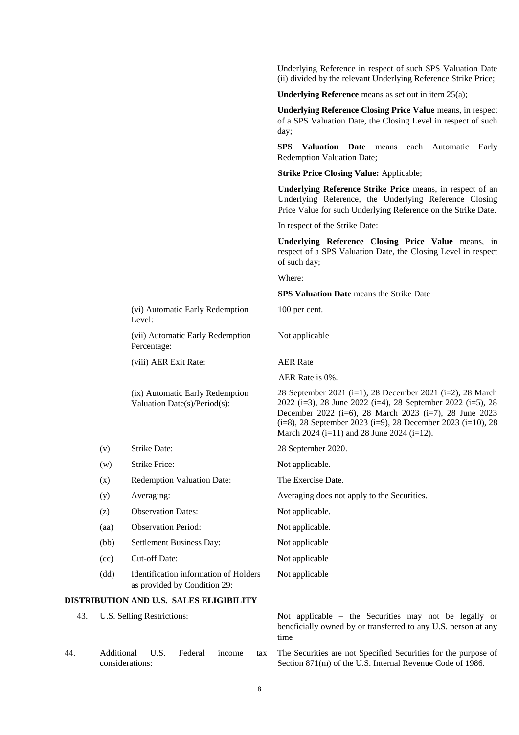| | | |
|---|---|---|
| | | Underlying Reference in respect of such SPS Valuation Date (ii) divided by the relevant Underlying Reference Strike Price; |
| | | **Underlying Reference** means as set out in item 25(a); |
| | | **Underlying Reference Closing Price Value** means, in respect of a SPS Valuation Date, the Closing Level in respect of such day; |
| | | **SPS Valuation Date** means each Automatic Early Redemption Valuation Date; |
| | | **Strike Price Closing Value:** Applicable; |
| | | **Underlying Reference Strike Price** means, in respect of an Underlying Reference, the Underlying Reference Closing Price Value for such Underlying Reference on the Strike Date. |
| | | In respect of the Strike Date: |
| | | **Underlying Reference Closing Price Value** means, in respect of a SPS Valuation Date, the Closing Level in respect of such day; |
| | | Where: |
| | | **SPS Valuation Date** means the Strike Date |
| | (vi) Automatic Early Redemption Level: | 100 per cent. |
| | (vii) Automatic Early Redemption Percentage: | Not applicable |
| | (viii) AER Exit Rate: | AER Rate<br>AER Rate is 0%. |
| | (ix) Automatic Early Redemption Valuation Date(s)/Period(s): | 28 September 2021 (i=1), 28 December 2021 (i=2), 28 March 2022 (i=3), 28 June 2022 (i=4), 28 September 2022 (i=5), 28 December 2022 (i=6), 28 March 2023 (i=7), 28 June 2023 (i=8), 28 September 2023 (i=9), 28 December 2023 (i=10), 28 March 2024 (i=11) and 28 June 2024 (i=12). |
| (v) | Strike Date: | 28 September 2020. |
| (w) | Strike Price: | Not applicable. |
| (x) | Redemption Valuation Date: | The Exercise Date. |
| (y) | Averaging: | Averaging does not apply to the Securities. |
| (z) | Observation Dates: | Not applicable. |
| (aa) | Observation Period: | Not applicable. |
| (bb) | Settlement Business Day: | Not applicable |
| (cc) | Cut-off Date: | Not applicable |
| (dd) | Identification information of Holders as provided by Condition 29: | Not applicable |

## DISTRIBUTION AND U.S. SALES ELIGIBILITY

| | | |
|---|---|---|
| 43. | U.S. Selling Restrictions: | Not applicable – the Securities may not be legally or beneficially owned by or transferred to any U.S. person at any time |
| 44. | Additional U.S. Federal income tax considerations: | The Securities are not Specified Securities for the purpose of Section 871(m) of the U.S. Internal Revenue Code of 1986. |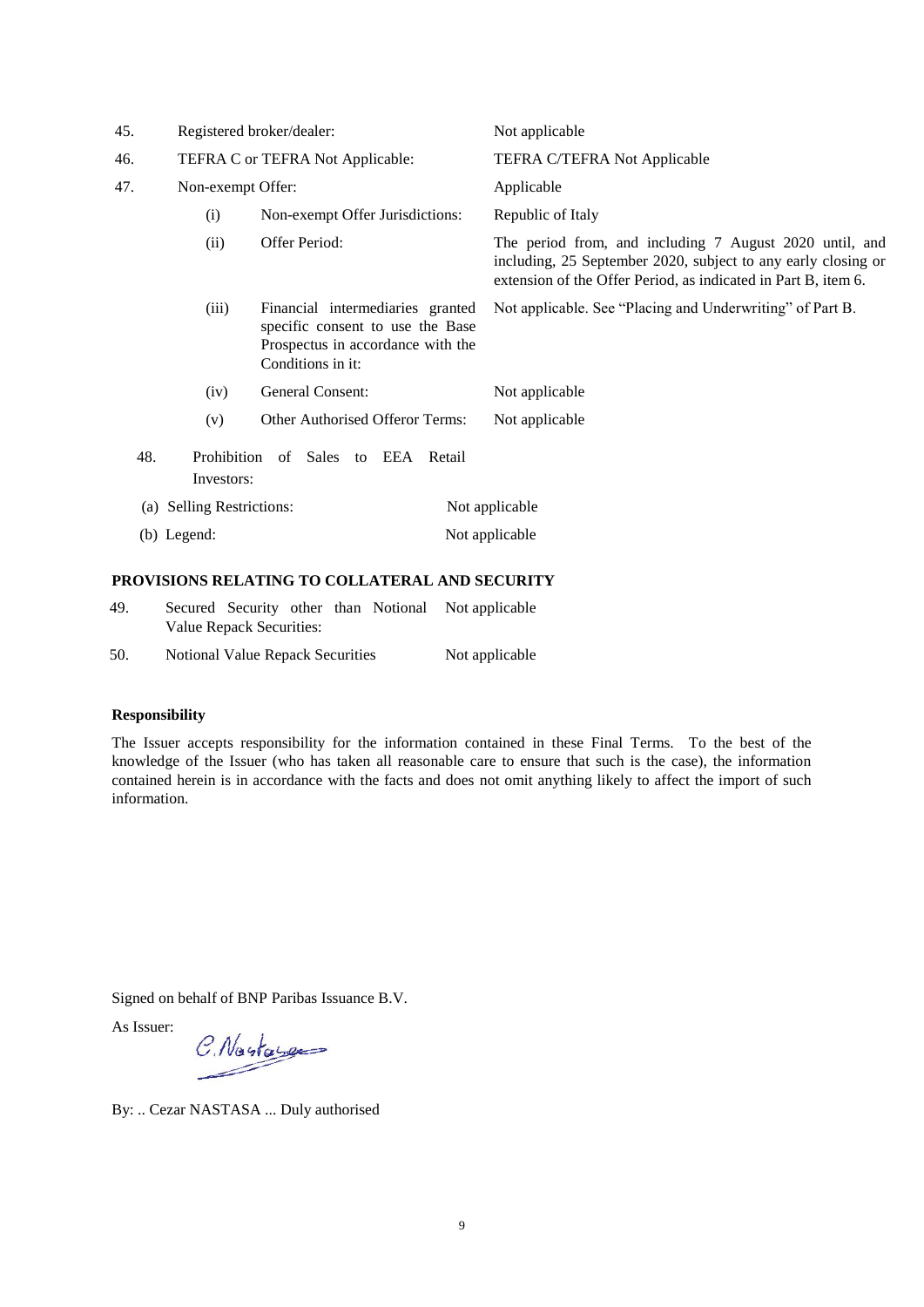| | | | |
|---|---|---|---|
| 45. | Registered broker/dealer: | | Not applicable |
| 46. | TEFRA C or TEFRA Not Applicable: | | TEFRA C/TEFRA Not Applicable |
| 47. | Non-exempt Offer: | | Applicable |
| | (i) | Non-exempt Offer Jurisdictions: | Republic of Italy |
| | (ii) | Offer Period: | The period from, and including 7 August 2020 until, and including, 25 September 2020, subject to any early closing or extension of the Offer Period, as indicated in Part B, item 6. |
| | (iii) | Financial intermediaries granted specific consent to use the Base Prospectus in accordance with the Conditions in it: | Not applicable. See "Placing and Underwriting" of Part B. |
| | (iv) | General Consent: | Not applicable |
| | (v) | Other Authorised Offeror Terms: | Not applicable |
| 48. | Prohibition of Sales to EEA Retail Investors: | | |
| | (a) Selling Restrictions: | | Not applicable |
| | (b) Legend: | | Not applicable |

**PROVISIONS RELATING TO COLLATERAL AND SECURITY**

| | | |
|---|---|---|
| 49. | Secured Security other than Notional Value Repack Securities: | Not applicable |
| 50. | Notional Value Repack Securities | Not applicable |

**Responsibility**

The Issuer accepts responsibility for the information contained in these Final Terms. To the best of the knowledge of the Issuer (who has taken all reasonable care to ensure that such is the case), the information contained herein is in accordance with the facts and does not omit anything likely to affect the import of such information.

Signed on behalf of BNP Paribas Issuance B.V.

As Issuer:

By: .. Cezar NASTASA ... Duly authorised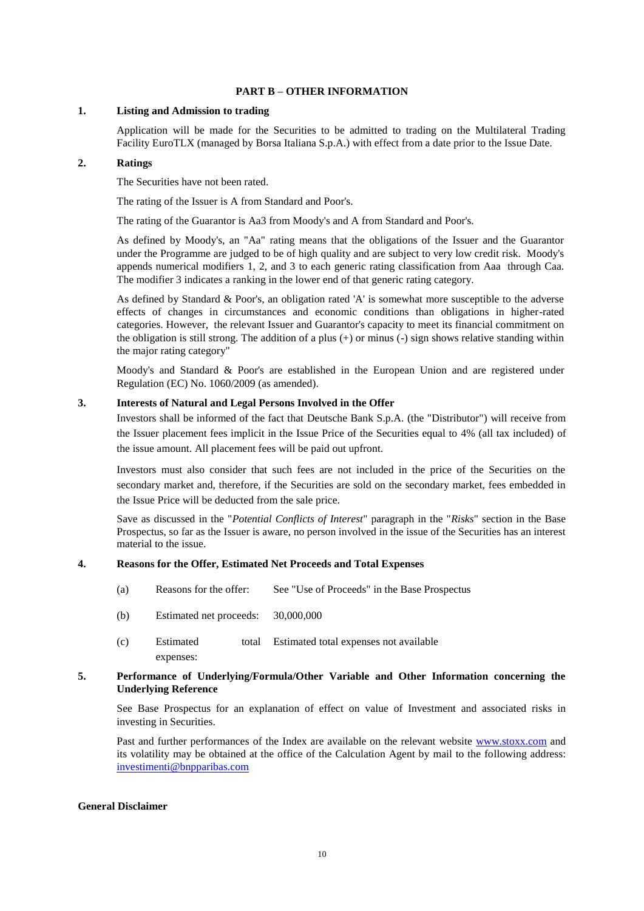## PART B – OTHER INFORMATION

### 1. Listing and Admission to trading

Application will be made for the Securities to be admitted to trading on the Multilateral Trading Facility EuroTLX (managed by Borsa Italiana S.p.A.) with effect from a date prior to the Issue Date.

### 2. Ratings

The Securities have not been rated.

The rating of the Issuer is A from Standard and Poor's.

The rating of the Guarantor is Aa3 from Moody's and A from Standard and Poor's.

As defined by Moody's, an "Aa" rating means that the obligations of the Issuer and the Guarantor under the Programme are judged to be of high quality and are subject to very low credit risk. Moody's appends numerical modifiers 1, 2, and 3 to each generic rating classification from Aaa through Caa. The modifier 3 indicates a ranking in the lower end of that generic rating category.

As defined by Standard & Poor's, an obligation rated 'A' is somewhat more susceptible to the adverse effects of changes in circumstances and economic conditions than obligations in higher-rated categories. However, the relevant Issuer and Guarantor's capacity to meet its financial commitment on the obligation is still strong. The addition of a plus (+) or minus (-) sign shows relative standing within the major rating category"

Moody's and Standard & Poor's are established in the European Union and are registered under Regulation (EC) No. 1060/2009 (as amended).

### 3. Interests of Natural and Legal Persons Involved in the Offer

Investors shall be informed of the fact that Deutsche Bank S.p.A. (the "Distributor") will receive from the Issuer placement fees implicit in the Issue Price of the Securities equal to 4% (all tax included) of the issue amount. All placement fees will be paid out upfront.

Investors must also consider that such fees are not included in the price of the Securities on the secondary market and, therefore, if the Securities are sold on the secondary market, fees embedded in the Issue Price will be deducted from the sale price.

Save as discussed in the "*Potential Conflicts of Interest*" paragraph in the "*Risks*" section in the Base Prospectus, so far as the Issuer is aware, no person involved in the issue of the Securities has an interest material to the issue.

### 4. Reasons for the Offer, Estimated Net Proceeds and Total Expenses

| | | |
|---|---|---|
| (a) | Reasons for the offer: | See "Use of Proceeds" in the Base Prospectus |
| (b) | Estimated net proceeds: | 30,000,000 |
| (c) | Estimated total expenses: | Estimated total expenses not available |

### 5. Performance of Underlying/Formula/Other Variable and Other Information concerning the Underlying Reference

See Base Prospectus for an explanation of effect on value of Investment and associated risks in investing in Securities.

Past and further performances of the Index are available on the relevant website www.stoxx.com and its volatility may be obtained at the office of the Calculation Agent by mail to the following address: investimenti@bnpparibas.com

**General Disclaimer**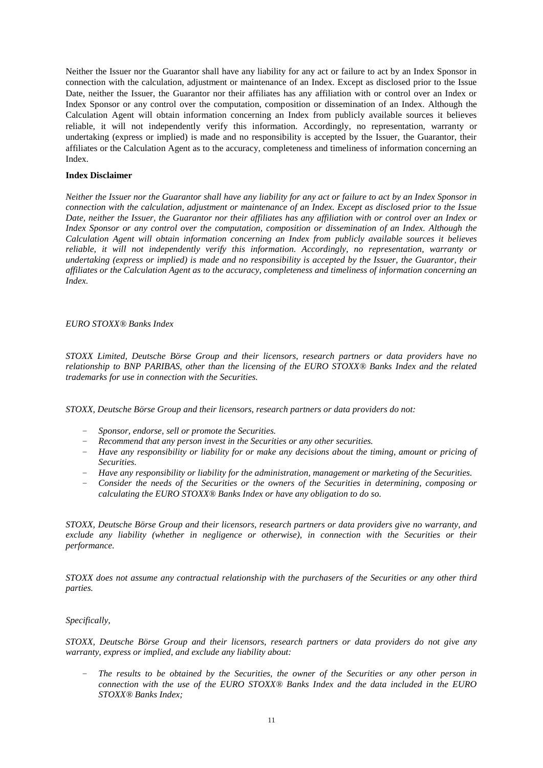Neither the Issuer nor the Guarantor shall have any liability for any act or failure to act by an Index Sponsor in connection with the calculation, adjustment or maintenance of an Index. Except as disclosed prior to the Issue Date, neither the Issuer, the Guarantor nor their affiliates has any affiliation with or control over an Index or Index Sponsor or any control over the computation, composition or dissemination of an Index. Although the Calculation Agent will obtain information concerning an Index from publicly available sources it believes reliable, it will not independently verify this information. Accordingly, no representation, warranty or undertaking (express or implied) is made and no responsibility is accepted by the Issuer, the Guarantor, their affiliates or the Calculation Agent as to the accuracy, completeness and timeliness of information concerning an Index.

**Index Disclaimer**

*Neither the Issuer nor the Guarantor shall have any liability for any act or failure to act by an Index Sponsor in connection with the calculation, adjustment or maintenance of an Index. Except as disclosed prior to the Issue Date, neither the Issuer, the Guarantor nor their affiliates has any affiliation with or control over an Index or Index Sponsor or any control over the computation, composition or dissemination of an Index. Although the Calculation Agent will obtain information concerning an Index from publicly available sources it believes reliable, it will not independently verify this information. Accordingly, no representation, warranty or undertaking (express or implied) is made and no responsibility is accepted by the Issuer, the Guarantor, their affiliates or the Calculation Agent as to the accuracy, completeness and timeliness of information concerning an Index.*

*EURO STOXX® Banks Index*

*STOXX Limited, Deutsche Börse Group and their licensors, research partners or data providers have no relationship to BNP PARIBAS, other than the licensing of the EURO STOXX® Banks Index and the related trademarks for use in connection with the Securities.*

*STOXX, Deutsche Börse Group and their licensors, research partners or data providers do not:*

- *Sponsor, endorse, sell or promote the Securities.*
- *Recommend that any person invest in the Securities or any other securities.*
- *Have any responsibility or liability for or make any decisions about the timing, amount or pricing of Securities.*
- *Have any responsibility or liability for the administration, management or marketing of the Securities.*
- *Consider the needs of the Securities or the owners of the Securities in determining, composing or calculating the EURO STOXX® Banks Index or have any obligation to do so.*

*STOXX, Deutsche Börse Group and their licensors, research partners or data providers give no warranty, and exclude any liability (whether in negligence or otherwise), in connection with the Securities or their performance.*

*STOXX does not assume any contractual relationship with the purchasers of the Securities or any other third parties.*

*Specifically,*

*STOXX, Deutsche Börse Group and their licensors, research partners or data providers do not give any warranty, express or implied, and exclude any liability about:*

- *The results to be obtained by the Securities, the owner of the Securities or any other person in connection with the use of the EURO STOXX® Banks Index and the data included in the EURO STOXX® Banks Index;*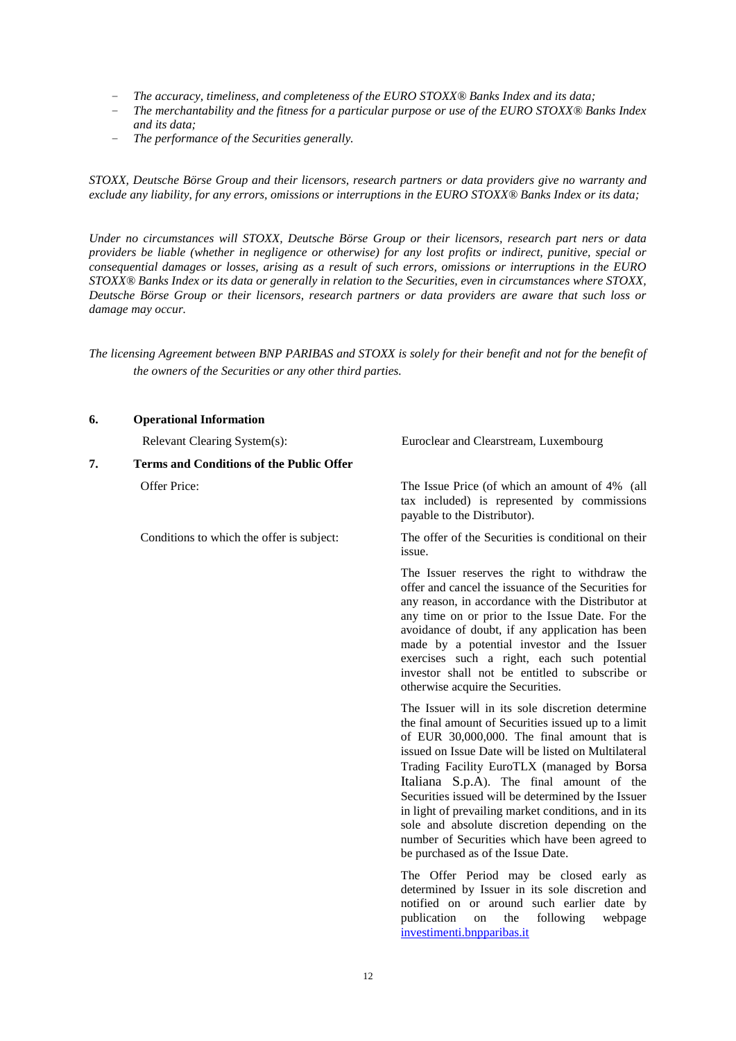- *The accuracy, timeliness, and completeness of the EURO STOXX® Banks Index and its data;*
- *The merchantability and the fitness for a particular purpose or use of the EURO STOXX® Banks Index and its data;*
- *The performance of the Securities generally.*

*STOXX, Deutsche Börse Group and their licensors, research partners or data providers give no warranty and exclude any liability, for any errors, omissions or interruptions in the EURO STOXX® Banks Index or its data;*

*Under no circumstances will STOXX, Deutsche Börse Group or their licensors, research part ners or data providers be liable (whether in negligence or otherwise) for any lost profits or indirect, punitive, special or consequential damages or losses, arising as a result of such errors, omissions or interruptions in the EURO STOXX® Banks Index or its data or generally in relation to the Securities, even in circumstances where STOXX, Deutsche Börse Group or their licensors, research partners or data providers are aware that such loss or damage may occur.*

*The licensing Agreement between BNP PARIBAS and STOXX is solely for their benefit and not for the benefit of the owners of the Securities or any other third parties.*

**6. Operational Information**

| | |
|---|---|
| Relevant Clearing System(s): | Euroclear and Clearstream, Luxembourg |

**7. Terms and Conditions of the Public Offer**

| | |
|---|---|
| Offer Price: | The Issue Price (of which an amount of 4% (all tax included) is represented by commissions payable to the Distributor). |
| Conditions to which the offer is subject: | The offer of the Securities is conditional on their issue.<br><br>The Issuer reserves the right to withdraw the offer and cancel the issuance of the Securities for any reason, in accordance with the Distributor at any time on or prior to the Issue Date. For the avoidance of doubt, if any application has been made by a potential investor and the Issuer exercises such a right, each such potential investor shall not be entitled to subscribe or otherwise acquire the Securities.<br><br>The Issuer will in its sole discretion determine the final amount of Securities issued up to a limit of EUR 30,000,000. The final amount that is issued on Issue Date will be listed on Multilateral Trading Facility EuroTLX (managed by Borsa Italiana S.p.A). The final amount of the Securities issued will be determined by the Issuer in light of prevailing market conditions, and in its sole and absolute discretion depending on the number of Securities which have been agreed to be purchased as of the Issue Date.<br><br>The Offer Period may be closed early as determined by Issuer in its sole discretion and notified on or around such earlier date by publication on the following webpage [investimenti.bnpparibas.it](investimenti.bnpparibas.it) |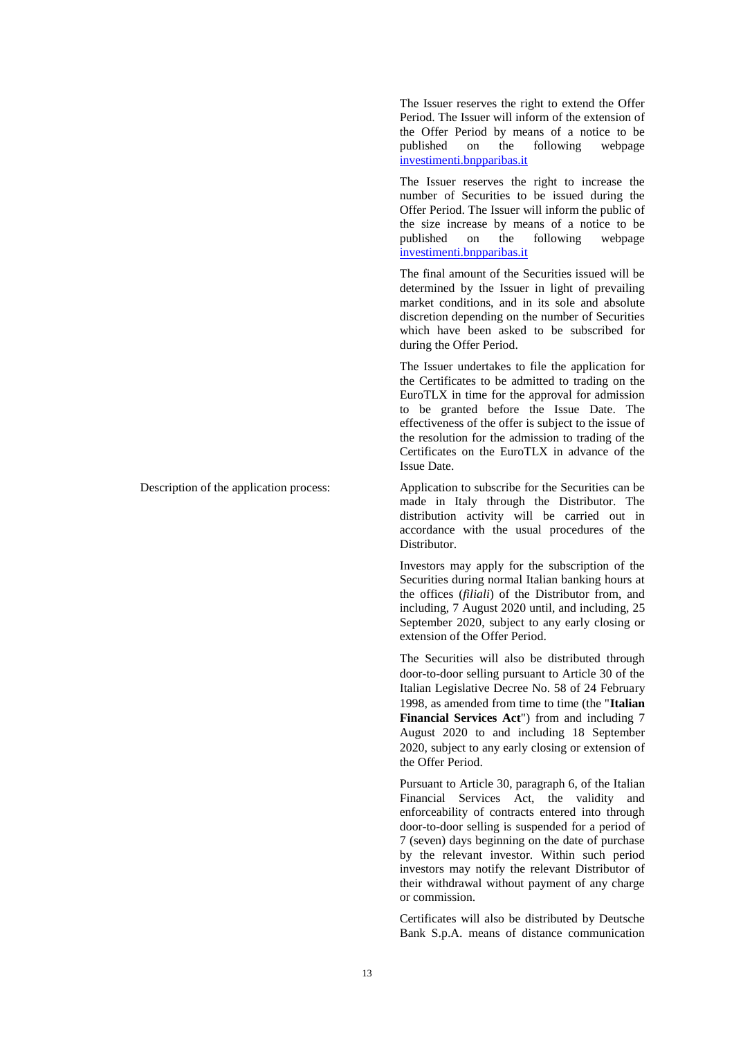The Issuer reserves the right to extend the Offer Period. The Issuer will inform of the extension of the Offer Period by means of a notice to be published on the following webpage investimenti.bnpparibas.it

The Issuer reserves the right to increase the number of Securities to be issued during the Offer Period. The Issuer will inform the public of the size increase by means of a notice to be published on the following webpage investimenti.bnpparibas.it

The final amount of the Securities issued will be determined by the Issuer in light of prevailing market conditions, and in its sole and absolute discretion depending on the number of Securities which have been asked to be subscribed for during the Offer Period.

The Issuer undertakes to file the application for the Certificates to be admitted to trading on the EuroTLX in time for the approval for admission to be granted before the Issue Date. The effectiveness of the offer is subject to the issue of the resolution for the admission to trading of the Certificates on the EuroTLX in advance of the Issue Date.

| | |
|---|---|
| Description of the application process: | Application to subscribe for the Securities can be made in Italy through the Distributor. The distribution activity will be carried out in accordance with the usual procedures of the Distributor. |

Investors may apply for the subscription of the Securities during normal Italian banking hours at the offices (*filiali*) of the Distributor from, and including, 7 August 2020 until, and including, 25 September 2020, subject to any early closing or extension of the Offer Period.

The Securities will also be distributed through door-to-door selling pursuant to Article 30 of the Italian Legislative Decree No. 58 of 24 February 1998, as amended from time to time (the "**Italian Financial Services Act**") from and including 7 August 2020 to and including 18 September 2020, subject to any early closing or extension of the Offer Period.

Pursuant to Article 30, paragraph 6, of the Italian Financial Services Act, the validity and enforceability of contracts entered into through door-to-door selling is suspended for a period of 7 (seven) days beginning on the date of purchase by the relevant investor. Within such period investors may notify the relevant Distributor of their withdrawal without payment of any charge or commission.

Certificates will also be distributed by Deutsche Bank S.p.A. means of distance communication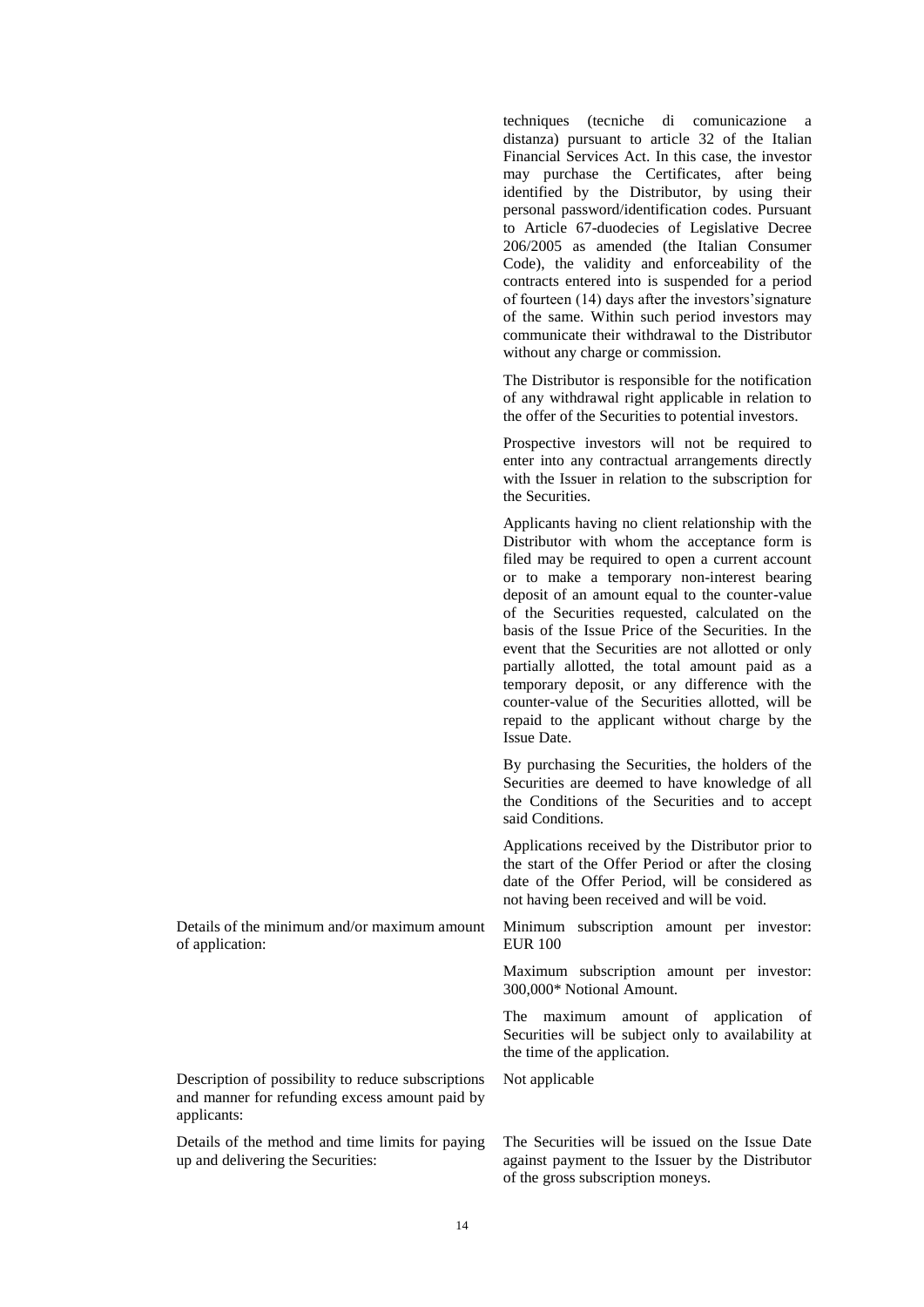| | |
|---|---|
| | techniques (tecniche di comunicazione a distanza) pursuant to article 32 of the Italian Financial Services Act. In this case, the investor may purchase the Certificates, after being identified by the Distributor, by using their personal password/identification codes. Pursuant to Article 67-duodecies of Legislative Decree 206/2005 as amended (the Italian Consumer Code), the validity and enforceability of the contracts entered into is suspended for a period of fourteen (14) days after the investors'signature of the same. Within such period investors may communicate their withdrawal to the Distributor without any charge or commission.<br><br>The Distributor is responsible for the notification of any withdrawal right applicable in relation to the offer of the Securities to potential investors.<br><br>Prospective investors will not be required to enter into any contractual arrangements directly with the Issuer in relation to the subscription for the Securities.<br><br>Applicants having no client relationship with the Distributor with whom the acceptance form is filed may be required to open a current account or to make a temporary non-interest bearing deposit of an amount equal to the counter-value of the Securities requested, calculated on the basis of the Issue Price of the Securities. In the event that the Securities are not allotted or only partially allotted, the total amount paid as a temporary deposit, or any difference with the counter-value of the Securities allotted, will be repaid to the applicant without charge by the Issue Date.<br><br>By purchasing the Securities, the holders of the Securities are deemed to have knowledge of all the Conditions of the Securities and to accept said Conditions.<br><br>Applications received by the Distributor prior to the start of the Offer Period or after the closing date of the Offer Period, will be considered as not having been received and will be void. |
| Details of the minimum and/or maximum amount of application: | Minimum subscription amount per investor: EUR 100<br><br>Maximum subscription amount per investor: 300,000* Notional Amount.<br><br>The maximum amount of application of Securities will be subject only to availability at the time of the application. |
| Description of possibility to reduce subscriptions and manner for refunding excess amount paid by applicants: | Not applicable |
| Details of the method and time limits for paying up and delivering the Securities: | The Securities will be issued on the Issue Date against payment to the Issuer by the Distributor of the gross subscription moneys. |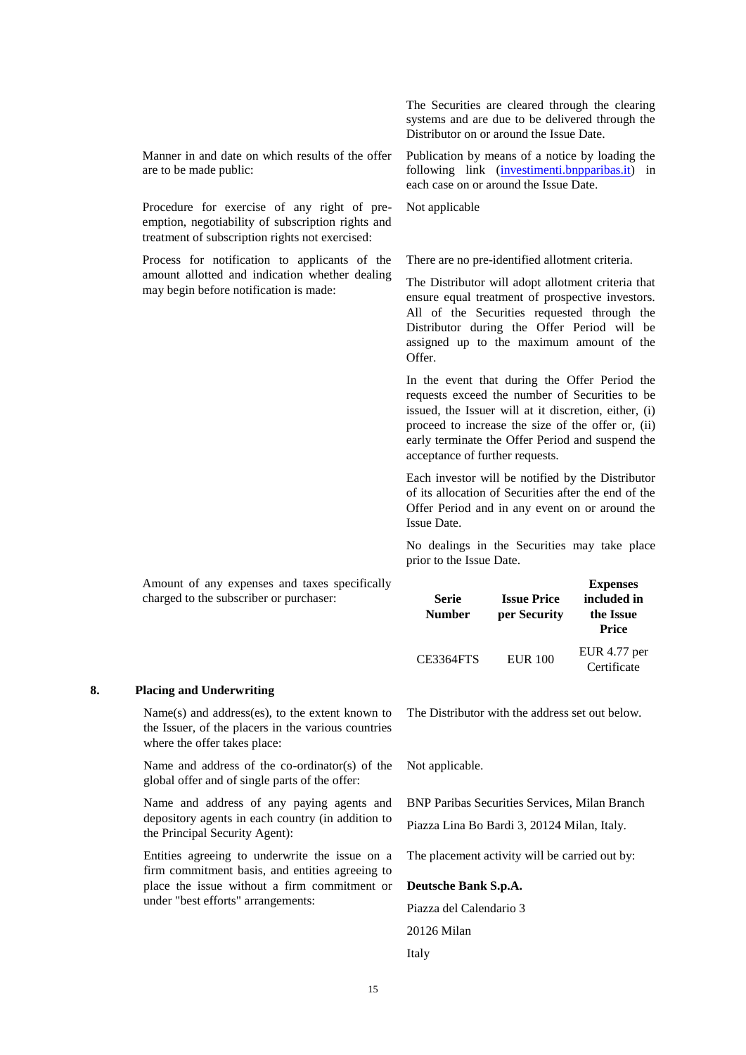The Securities are cleared through the clearing systems and are due to be delivered through the Distributor on or around the Issue Date.

| | |
|---|---|
| Manner in and date on which results of the offer are to be made public: | Publication by means of a notice by loading the following link (investimenti.bnpparibas.it) in each case on or around the Issue Date. |
| Procedure for exercise of any right of pre-emption, negotiability of subscription rights and treatment of subscription rights not exercised: | Not applicable |
| Process for notification to applicants of the amount allotted and indication whether dealing may begin before notification is made: | There are no pre-identified allotment criteria.<br><br>The Distributor will adopt allotment criteria that ensure equal treatment of prospective investors. All of the Securities requested through the Distributor during the Offer Period will be assigned up to the maximum amount of the Offer.<br><br>In the event that during the Offer Period the requests exceed the number of Securities to be issued, the Issuer will at it discretion, either, (i) proceed to increase the size of the offer or, (ii) early terminate the Offer Period and suspend the acceptance of further requests.<br><br>Each investor will be notified by the Distributor of its allocation of Securities after the end of the Offer Period and in any event on or around the Issue Date.<br><br>No dealings in the Securities may take place prior to the Issue Date. |
| Amount of any expenses and taxes specifically charged to the subscriber or purchaser: | |

| Serie Number | Issue Price per Security | Expenses included in the Issue Price |
|---|---|---|
| CE3364FTS | EUR 100 | EUR 4.77 per Certificate |

## 8. Placing and Underwriting

| | |
|---|---|
| Name(s) and address(es), to the extent known to the Issuer, of the placers in the various countries where the offer takes place: | The Distributor with the address set out below. |
| Name and address of the co-ordinator(s) of the global offer and of single parts of the offer: | Not applicable. |
| Name and address of any paying agents and depository agents in each country (in addition to the Principal Security Agent): | BNP Paribas Securities Services, Milan Branch<br><br>Piazza Lina Bo Bardi 3, 20124 Milan, Italy. |
| Entities agreeing to underwrite the issue on a firm commitment basis, and entities agreeing to place the issue without a firm commitment or under "best efforts" arrangements: | The placement activity will be carried out by:<br><br>**Deutsche Bank S.p.A.**<br><br>Piazza del Calendario 3<br><br>20126 Milan<br><br>Italy |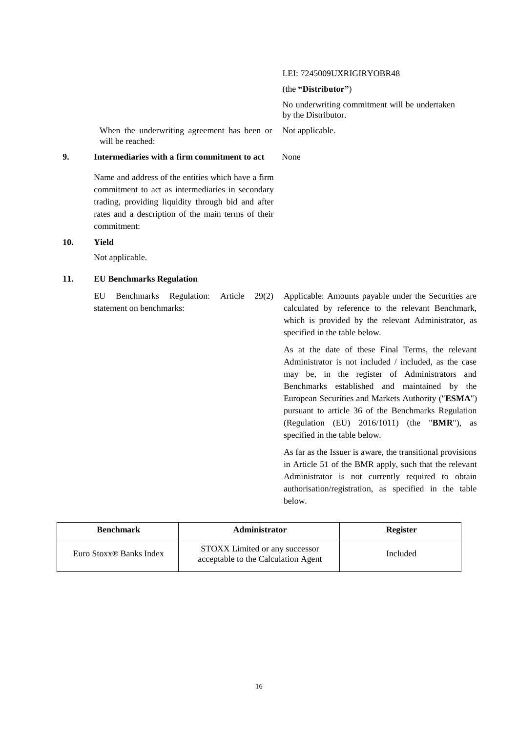LEI: 7245009UXRIGIRYOBR48

(the **"Distributor"**)

No underwriting commitment will be undertaken by the Distributor.

When the underwriting agreement has been or will be reached: Not applicable.

**9. Intermediaries with a firm commitment to act** None

Name and address of the entities which have a firm commitment to act as intermediaries in secondary trading, providing liquidity through bid and after rates and a description of the main terms of their commitment:

**10. Yield**

Not applicable.

**11. EU Benchmarks Regulation**

EU Benchmarks Regulation: Article 29(2) statement on benchmarks:

Applicable: Amounts payable under the Securities are calculated by reference to the relevant Benchmark, which is provided by the relevant Administrator, as specified in the table below.

As at the date of these Final Terms, the relevant Administrator is not included / included, as the case may be, in the register of Administrators and Benchmarks established and maintained by the European Securities and Markets Authority ("**ESMA**") pursuant to article 36 of the Benchmarks Regulation (Regulation (EU) 2016/1011) (the "**BMR**"), as specified in the table below.

As far as the Issuer is aware, the transitional provisions in Article 51 of the BMR apply, such that the relevant Administrator is not currently required to obtain authorisation/registration, as specified in the table below.

| Benchmark | Administrator | Register |
|---|---|---|
| Euro Stoxx® Banks Index | STOXX Limited or any successor acceptable to the Calculation Agent | Included |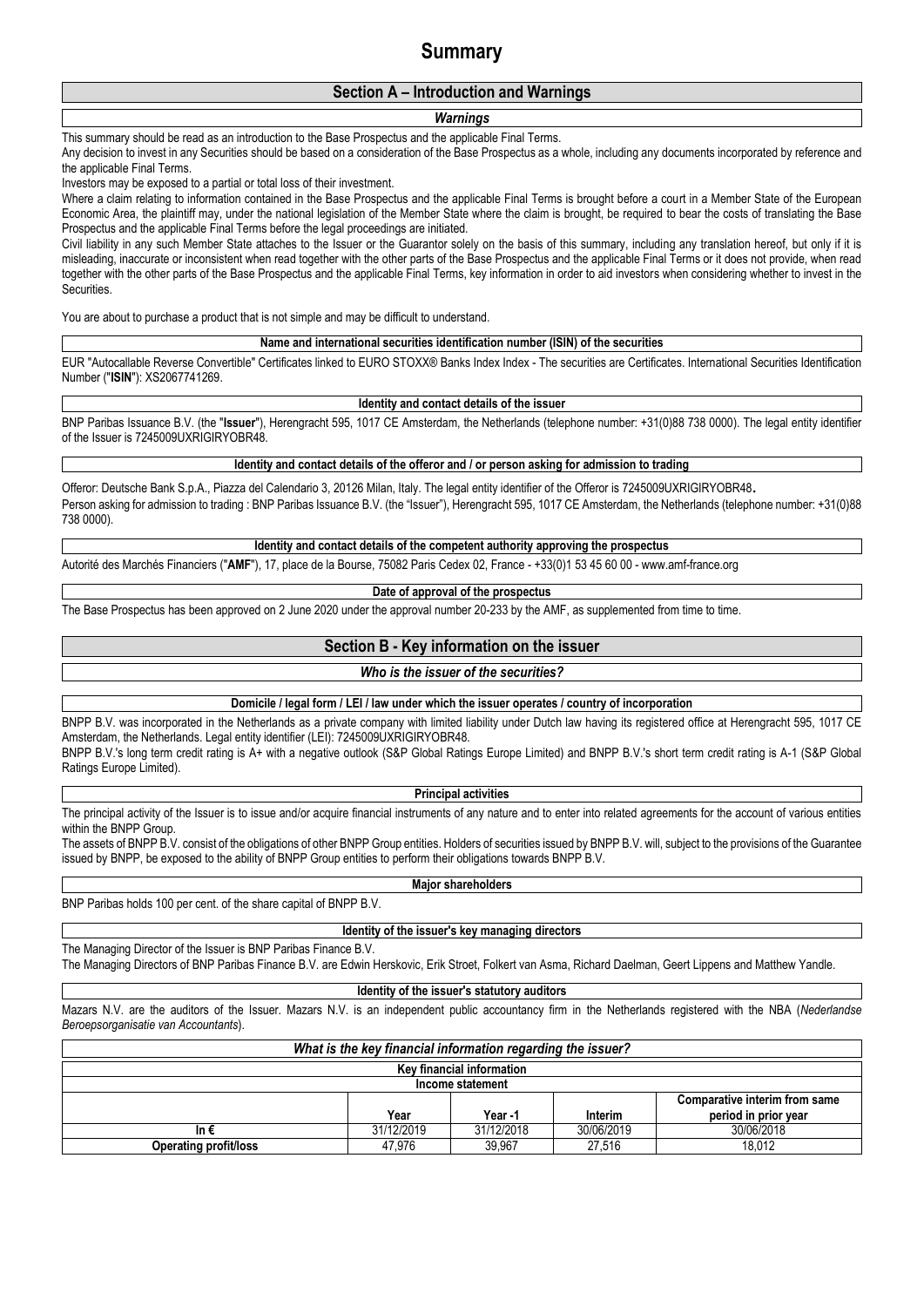# Summary

## Section A – Introduction and Warnings

### *Warnings*

This summary should be read as an introduction to the Base Prospectus and the applicable Final Terms.

Any decision to invest in any Securities should be based on a consideration of the Base Prospectus as a whole, including any documents incorporated by reference and the applicable Final Terms.

Investors may be exposed to a partial or total loss of their investment.

Where a claim relating to information contained in the Base Prospectus and the applicable Final Terms is brought before a court in a Member State of the European Economic Area, the plaintiff may, under the national legislation of the Member State where the claim is brought, be required to bear the costs of translating the Base Prospectus and the applicable Final Terms before the legal proceedings are initiated.

Civil liability in any such Member State attaches to the Issuer or the Guarantor solely on the basis of this summary, including any translation hereof, but only if it is misleading, inaccurate or inconsistent when read together with the other parts of the Base Prospectus and the applicable Final Terms or it does not provide, when read together with the other parts of the Base Prospectus and the applicable Final Terms, key information in order to aid investors when considering whether to invest in the Securities.

You are about to purchase a product that is not simple and may be difficult to understand.

#### Name and international securities identification number (ISIN) of the securities

EUR "Autocallable Reverse Convertible" Certificates linked to EURO STOXX® Banks Index Index - The securities are Certificates. International Securities Identification Number ("**ISIN**"): XS2067741269.

#### Identity and contact details of the issuer

BNP Paribas Issuance B.V. (the "**Issuer**"), Herengracht 595, 1017 CE Amsterdam, the Netherlands (telephone number: +31(0)88 738 0000). The legal entity identifier of the Issuer is 7245009UXRIGIRYOBR48.

#### Identity and contact details of the offeror and / or person asking for admission to trading

Offeror: Deutsche Bank S.p.A., Piazza del Calendario 3, 20126 Milan, Italy. The legal entity identifier of the Offeror is 7245009UXRIGIRYOBR48**.**
Person asking for admission to trading : BNP Paribas Issuance B.V. (the "Issuer"), Herengracht 595, 1017 CE Amsterdam, the Netherlands (telephone number: +31(0)88 738 0000).

#### Identity and contact details of the competent authority approving the prospectus

Autorité des Marchés Financiers ("**AMF**"), 17, place de la Bourse, 75082 Paris Cedex 02, France - +33(0)1 53 45 60 00 - www.amf-france.org

#### Date of approval of the prospectus

The Base Prospectus has been approved on 2 June 2020 under the approval number 20-233 by the AMF, as supplemented from time to time.

## Section B - Key information on the issuer

### *Who is the issuer of the securities?*

#### Domicile / legal form / LEI / law under which the issuer operates / country of incorporation

BNPP B.V. was incorporated in the Netherlands as a private company with limited liability under Dutch law having its registered office at Herengracht 595, 1017 CE Amsterdam, the Netherlands. Legal entity identifier (LEI): 7245009UXRIGIRYOBR48.

BNPP B.V.'s long term credit rating is A+ with a negative outlook (S&P Global Ratings Europe Limited) and BNPP B.V.'s short term credit rating is A-1 (S&P Global Ratings Europe Limited).

#### Principal activities

The principal activity of the Issuer is to issue and/or acquire financial instruments of any nature and to enter into related agreements for the account of various entities within the BNPP Group.

The assets of BNPP B.V. consist of the obligations of other BNPP Group entities. Holders of securities issued by BNPP B.V. will, subject to the provisions of the Guarantee issued by BNPP, be exposed to the ability of BNPP Group entities to perform their obligations towards BNPP B.V.

#### Major shareholders

BNP Paribas holds 100 per cent. of the share capital of BNPP B.V.

#### Identity of the issuer's key managing directors

The Managing Director of the Issuer is BNP Paribas Finance B.V.

The Managing Directors of BNP Paribas Finance B.V. are Edwin Herskovic, Erik Stroet, Folkert van Asma, Richard Daelman, Geert Lippens and Matthew Yandle.

#### Identity of the issuer's statutory auditors

Mazars N.V. are the auditors of the Issuer. Mazars N.V. is an independent public accountancy firm in the Netherlands registered with the NBA (*Nederlandse Beroepsorganisatie van Accountants*).

### *What is the key financial information regarding the issuer?*

**Key financial information**

**Income statement**

| | Year | Year -1 | Interim | Comparative interim from same period in prior year |
|---|---|---|---|---|
| **In €** | 31/12/2019 | 31/12/2018 | 30/06/2019 | 30/06/2018 |
| **Operating profit/loss** | 47,976 | 39,967 | 27,516 | 18,012 |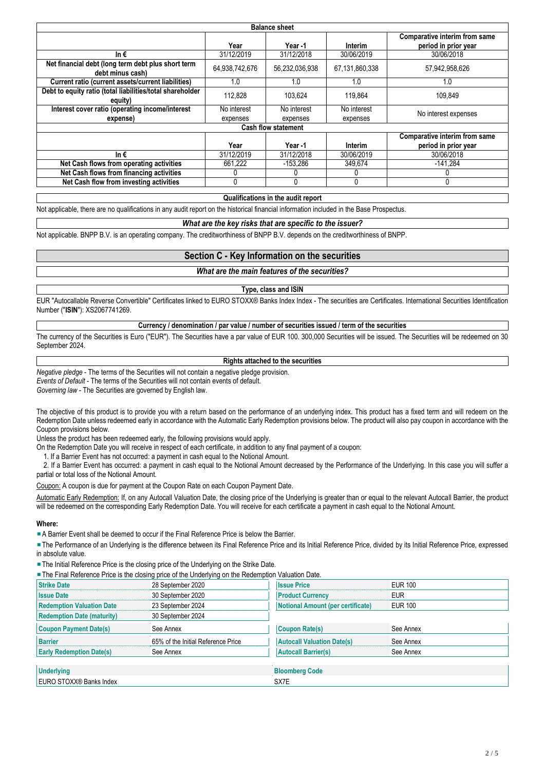| Balance sheet | | | | |
|---|---|---|---|---|
| | Year | Year -1 | Interim | Comparative interim from same period in prior year |
| In € | 31/12/2019 | 31/12/2018 | 30/06/2019 | 30/06/2018 |
| Net financial debt (long term debt plus short term debt minus cash) | 64,938,742,676 | 56,232,036,938 | 67,131,860,338 | 57,942,958,626 |
| Current ratio (current assets/current liabilities) | 1.0 | 1.0 | 1.0 | 1.0 |
| Debt to equity ratio (total liabilities/total shareholder equity) | 112,828 | 103,624 | 119,864 | 109,849 |
| Interest cover ratio (operating income/interest expense) | No interest expenses | No interest expenses | No interest expenses | No interest expenses |
| **Cash flow statement** | | | | |
| | Year | Year -1 | Interim | Comparative interim from same period in prior year |
| In € | 31/12/2019 | 31/12/2018 | 30/06/2019 | 30/06/2018 |
| Net Cash flows from operating activities | 661,222 | -153,286 | 349,674 | -141,284 |
| Net Cash flows from financing activities | 0 | 0 | 0 | 0 |
| Net Cash flow from investing activities | 0 | 0 | 0 | 0 |

**Qualifications in the audit report**

Not applicable, there are no qualifications in any audit report on the historical financial information included in the Base Prospectus.

***What are the key risks that are specific to the issuer?***

Not applicable. BNPP B.V. is an operating company. The creditworthiness of BNPP B.V. depends on the creditworthiness of BNPP.

## Section C - Key Information on the securities

***What are the main features of the securities?***

**Type, class and ISIN**

EUR "Autocallable Reverse Convertible" Certificates linked to EURO STOXX® Banks Index Index - The securities are Certificates. International Securities Identification Number ("**ISIN**"): XS2067741269.

**Currency / denomination / par value / number of securities issued / term of the securities**

The currency of the Securities is Euro ("EUR"). The Securities have a par value of EUR 100. 300,000 Securities will be issued. The Securities will be redeemed on 30 September 2024.

**Rights attached to the securities**

*Negative pledge* - The terms of the Securities will not contain a negative pledge provision.
*Events of Default* - The terms of the Securities will not contain events of default.
*Governing law* - The Securities are governed by English law.

The objective of this product is to provide you with a return based on the performance of an underlying index. This product has a fixed term and will redeem on the Redemption Date unless redeemed early in accordance with the Automatic Early Redemption provisions below. The product will also pay coupon in accordance with the Coupon provisions below.

Unless the product has been redeemed early, the following provisions would apply.

On the Redemption Date you will receive in respect of each certificate, in addition to any final payment of a coupon:

1. If a Barrier Event has not occurred: a payment in cash equal to the Notional Amount.
2. If a Barrier Event has occurred: a payment in cash equal to the Notional Amount decreased by the Performance of the Underlying. In this case you will suffer a partial or total loss of the Notional Amount.

Coupon: A coupon is due for payment at the Coupon Rate on each Coupon Payment Date.

Automatic Early Redemption: If, on any Autocall Valuation Date, the closing price of the Underlying is greater than or equal to the relevant Autocall Barrier, the product will be redeemed on the corresponding Early Redemption Date. You will receive for each certificate a payment in cash equal to the Notional Amount.

**Where:**

- A Barrier Event shall be deemed to occur if the Final Reference Price is below the Barrier.
- The Performance of an Underlying is the difference between its Final Reference Price and its Initial Reference Price, divided by its Initial Reference Price, expressed in absolute value.
- The Initial Reference Price is the closing price of the Underlying on the Strike Date.
- The Final Reference Price is the closing price of the Underlying on the Redemption Valuation Date.

| | | | |
|---|---|---|---|
| Strike Date | 28 September 2020 | Issue Price | EUR 100 |
| Issue Date | 30 September 2020 | Product Currency | EUR |
| Redemption Valuation Date | 23 September 2024 | Notional Amount (per certificate) | EUR 100 |
| Redemption Date (maturity) | 30 September 2024 | | |
| Coupon Payment Date(s) | See Annex | Coupon Rate(s) | See Annex |
| Barrier | 65% of the Initial Reference Price | Autocall Valuation Date(s) | See Annex |
| Early Redemption Date(s) | See Annex | Autocall Barrier(s) | See Annex |

| Underlying | Bloomberg Code |
|---|---|
| EURO STOXX® Banks Index | SX7E |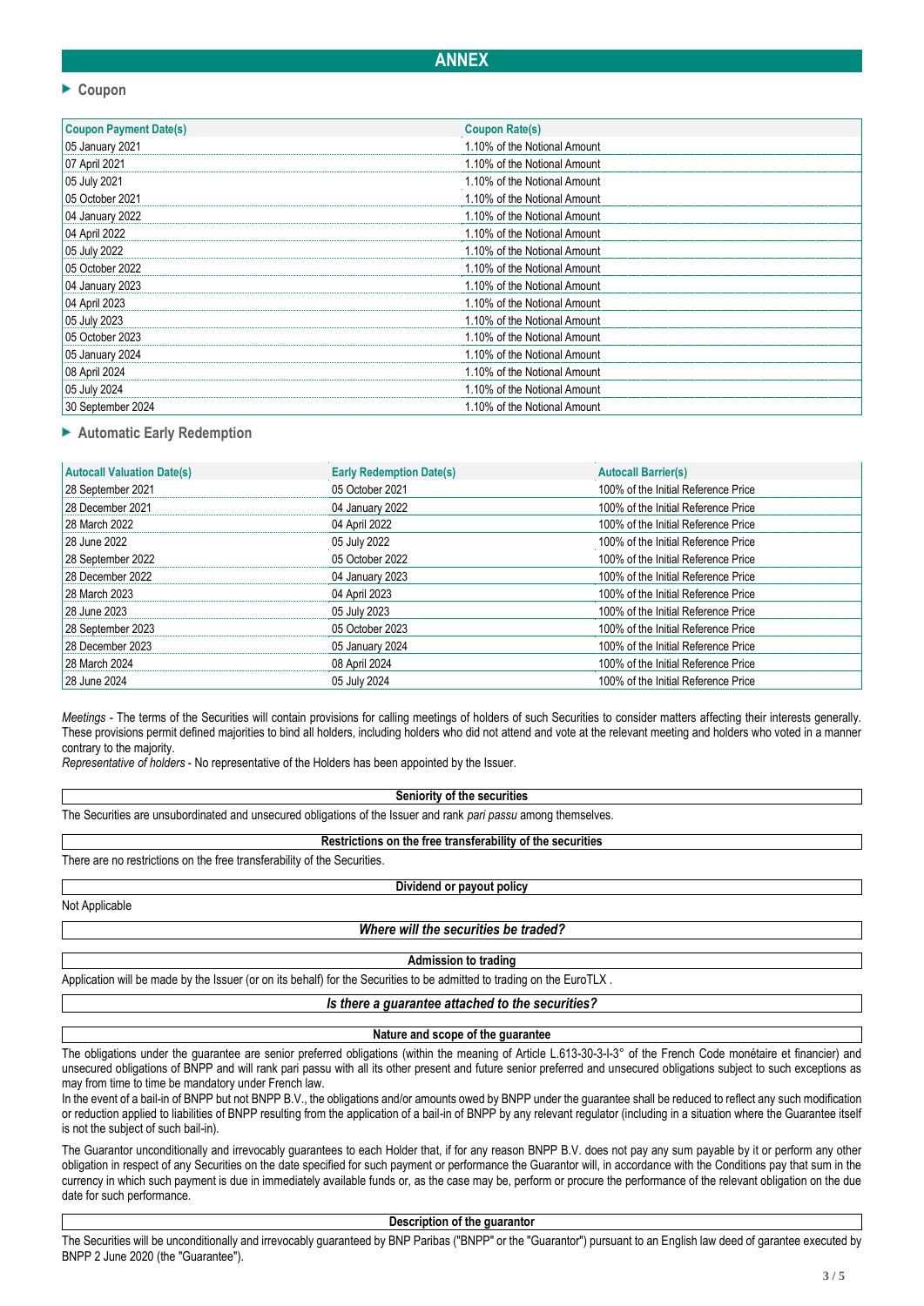# ANNEX

## ▶ Coupon

| Coupon Payment Date(s) | Coupon Rate(s) |
|---|---|
| 05 January 2021 | 1.10% of the Notional Amount |
| 07 April 2021 | 1.10% of the Notional Amount |
| 05 July 2021 | 1.10% of the Notional Amount |
| 05 October 2021 | 1.10% of the Notional Amount |
| 04 January 2022 | 1.10% of the Notional Amount |
| 04 April 2022 | 1.10% of the Notional Amount |
| 05 July 2022 | 1.10% of the Notional Amount |
| 05 October 2022 | 1.10% of the Notional Amount |
| 04 January 2023 | 1.10% of the Notional Amount |
| 04 April 2023 | 1.10% of the Notional Amount |
| 05 July 2023 | 1.10% of the Notional Amount |
| 05 October 2023 | 1.10% of the Notional Amount |
| 05 January 2024 | 1.10% of the Notional Amount |
| 08 April 2024 | 1.10% of the Notional Amount |
| 05 July 2024 | 1.10% of the Notional Amount |
| 30 September 2024 | 1.10% of the Notional Amount |

## ▶ Automatic Early Redemption

| Autocall Valuation Date(s) | Early Redemption Date(s) | Autocall Barrier(s) |
|---|---|---|
| 28 September 2021 | 05 October 2021 | 100% of the Initial Reference Price |
| 28 December 2021 | 04 January 2022 | 100% of the Initial Reference Price |
| 28 March 2022 | 04 April 2022 | 100% of the Initial Reference Price |
| 28 June 2022 | 05 July 2022 | 100% of the Initial Reference Price |
| 28 September 2022 | 05 October 2022 | 100% of the Initial Reference Price |
| 28 December 2022 | 04 January 2023 | 100% of the Initial Reference Price |
| 28 March 2023 | 04 April 2023 | 100% of the Initial Reference Price |
| 28 June 2023 | 05 July 2023 | 100% of the Initial Reference Price |
| 28 September 2023 | 05 October 2023 | 100% of the Initial Reference Price |
| 28 December 2023 | 05 January 2024 | 100% of the Initial Reference Price |
| 28 March 2024 | 08 April 2024 | 100% of the Initial Reference Price |
| 28 June 2024 | 05 July 2024 | 100% of the Initial Reference Price |

*Meetings* - The terms of the Securities will contain provisions for calling meetings of holders of such Securities to consider matters affecting their interests generally. These provisions permit defined majorities to bind all holders, including holders who did not attend and vote at the relevant meeting and holders who voted in a manner contrary to the majority.

*Representative of holders* - No representative of the Holders has been appointed by the Issuer.

**Seniority of the securities**

The Securities are unsubordinated and unsecured obligations of the Issuer and rank *pari passu* among themselves.

**Restrictions on the free transferability of the securities**

There are no restrictions on the free transferability of the Securities.

**Dividend or payout policy**

Not Applicable

***Where will the securities be traded?***

**Admission to trading**

Application will be made by the Issuer (or on its behalf) for the Securities to be admitted to trading on the EuroTLX .

***Is there a guarantee attached to the securities?***

**Nature and scope of the guarantee**

The obligations under the guarantee are senior preferred obligations (within the meaning of Article L.613-30-3-I-3° of the French Code monétaire et financier) and unsecured obligations of BNPP and will rank pari passu with all its other present and future senior preferred and unsecured obligations subject to such exceptions as may from time to time be mandatory under French law.

In the event of a bail-in of BNPP but not BNPP B.V., the obligations and/or amounts owed by BNPP under the guarantee shall be reduced to reflect any such modification or reduction applied to liabilities of BNPP resulting from the application of a bail-in of BNPP by any relevant regulator (including in a situation where the Guarantee itself is not the subject of such bail-in).

The Guarantor unconditionally and irrevocably guarantees to each Holder that, if for any reason BNPP B.V. does not pay any sum payable by it or perform any other obligation in respect of any Securities on the date specified for such payment or performance the Guarantor will, in accordance with the Conditions pay that sum in the currency in which such payment is due in immediately available funds or, as the case may be, perform or procure the performance of the relevant obligation on the due date for such performance.

**Description of the guarantor**

The Securities will be unconditionally and irrevocably guaranteed by BNP Paribas ("BNPP" or the "Guarantor") pursuant to an English law deed of garantee executed by BNPP 2 June 2020 (the "Guarantee").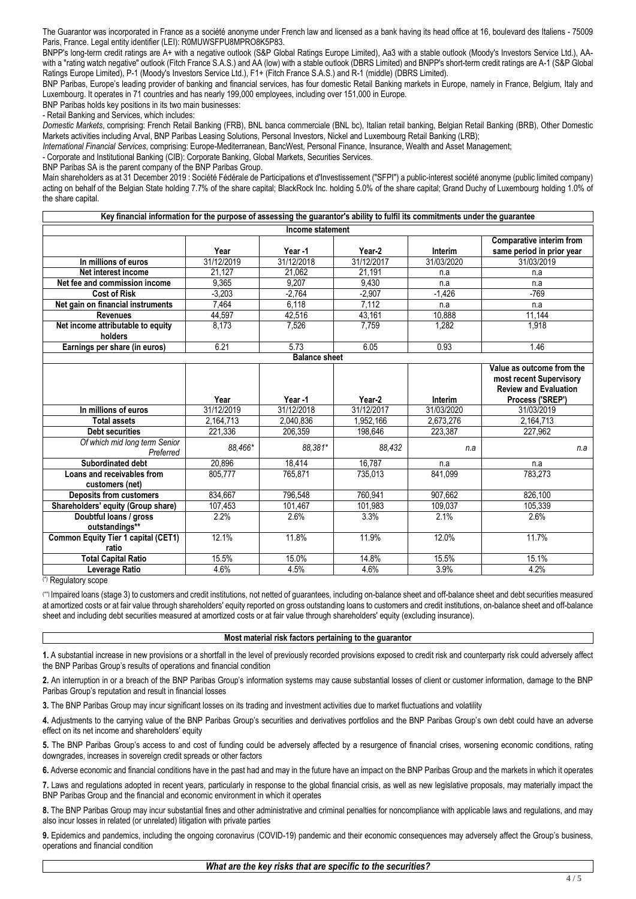The Guarantor was incorporated in France as a société anonyme under French law and licensed as a bank having its head office at 16, boulevard des Italiens - 75009 Paris, France. Legal entity identifier (LEI): R0MUWSFPU8MPRO8K5P83.

BNPP's long-term credit ratings are A+ with a negative outlook (S&P Global Ratings Europe Limited), Aa3 with a stable outlook (Moody's Investors Service Ltd.), AA- with a "rating watch negative" outlook (Fitch France S.A.S.) and AA (low) with a stable outlook (DBRS Limited) and BNPP's short-term credit ratings are A-1 (S&P Global Ratings Europe Limited), P-1 (Moody's Investors Service Ltd.), F1+ (Fitch France S.A.S.) and R-1 (middle) (DBRS Limited).

BNP Paribas, Europe's leading provider of banking and financial services, has four domestic Retail Banking markets in Europe, namely in France, Belgium, Italy and Luxembourg. It operates in 71 countries and has nearly 199,000 employees, including over 151,000 in Europe.

BNP Paribas holds key positions in its two main businesses:

- Retail Banking and Services, which includes:

*Domestic Markets*, comprising: French Retail Banking (FRB), BNL banca commerciale (BNL bc), Italian retail banking, Belgian Retail Banking (BRB), Other Domestic Markets activities including Arval, BNP Paribas Leasing Solutions, Personal Investors, Nickel and Luxembourg Retail Banking (LRB);

*International Financial Services*, comprising: Europe-Mediterranean, BancWest, Personal Finance, Insurance, Wealth and Asset Management;

- Corporate and Institutional Banking (CIB): Corporate Banking, Global Markets, Securities Services.

BNP Paribas SA is the parent company of the BNP Paribas Group.

Main shareholders as at 31 December 2019 : Société Fédérale de Participations et d'Investissement ("SFPI") a public-interest société anonyme (public limited company) acting on behalf of the Belgian State holding 7.7% of the share capital; BlackRock Inc. holding 5.0% of the share capital; Grand Duchy of Luxembourg holding 1.0% of the share capital.

**Key financial information for the purpose of assessing the guarantor's ability to fulfil its commitments under the guarantee**

| Income statement | | | | | |
|---|---|---|---|---|---|
| | Year | Year -1 | Year-2 | Interim | Comparative interim from same period in prior year |
| In millions of euros | 31/12/2019 | 31/12/2018 | 31/12/2017 | 31/03/2020 | 31/03/2019 |
| Net interest income | 21,127 | 21,062 | 21,191 | n.a | n.a |
| Net fee and commission income | 9,365 | 9,207 | 9,430 | n.a | n.a |
| Cost of Risk | -3,203 | -2,764 | -2,907 | -1,426 | -769 |
| Net gain on financial instruments | 7,464 | 6,118 | 7,112 | n.a | n.a |
| Revenues | 44,597 | 42,516 | 43,161 | 10,888 | 11,144 |
| Net income attributable to equity holders | 8,173 | 7,526 | 7,759 | 1,282 | 1,918 |
| Earnings per share (in euros) | 6.21 | 5.73 | 6.05 | 0.93 | 1.46 |

| Balance sheet | | | | | |
|---|---|---|---|---|---|
| | Year | Year -1 | Year-2 | Interim | Value as outcome from the most recent Supervisory Review and Evaluation Process ('SREP') |
| In millions of euros | 31/12/2019 | 31/12/2018 | 31/12/2017 | 31/03/2020 | 31/03/2019 |
| Total assets | 2,164,713 | 2,040,836 | 1,952,166 | 2,673,276 | 2,164,713 |
| Debt securities | 221,336 | 206,359 | 198,646 | 223,387 | 227,962 |
| *Of which mid long term Senior Preferred* | *88,466\** | *88,381\** | *88,432* | *n.a* | *n.a* |
| Subordinated debt | 20,896 | 18,414 | 16,787 | n.a | n.a |
| Loans and receivables from customers (net) | 805,777 | 765,871 | 735,013 | 841,099 | 783,273 |
| Deposits from customers | 834,667 | 796,548 | 760,941 | 907,662 | 826,100 |
| Shareholders' equity (Group share) | 107,453 | 101,467 | 101,983 | 109,037 | 105,339 |
| Doubtful loans / gross outstandings** | 2.2% | 2.6% | 3.3% | 2.1% | 2.6% |
| Common Equity Tier 1 capital (CET1) ratio | 12.1% | 11.8% | 11.9% | 12.0% | 11.7% |
| Total Capital Ratio | 15.5% | 15.0% | 14.8% | 15.5% | 15.1% |
| Leverage Ratio | 4.6% | 4.5% | 4.6% | 3.9% | 4.2% |

(*) Regulatory scope

(**) Impaired loans (stage 3) to customers and credit institutions, not netted of guarantees, including on-balance sheet and off-balance sheet and debt securities measured at amortized costs or at fair value through shareholders' equity reported on gross outstanding loans to customers and credit institutions, on-balance sheet and off-balance sheet and including debt securities measured at amortized costs or at fair value through shareholders' equity (excluding insurance).

**Most material risk factors pertaining to the guarantor**

**1.** A substantial increase in new provisions or a shortfall in the level of previously recorded provisions exposed to credit risk and counterparty risk could adversely affect the BNP Paribas Group's results of operations and financial condition

**2.** An interruption in or a breach of the BNP Paribas Group's information systems may cause substantial losses of client or customer information, damage to the BNP Paribas Group's reputation and result in financial losses

**3.** The BNP Paribas Group may incur significant losses on its trading and investment activities due to market fluctuations and volatility

**4.** Adjustments to the carrying value of the BNP Paribas Group's securities and derivatives portfolios and the BNP Paribas Group's own debt could have an adverse effect on its net income and shareholders' equity

**5.** The BNP Paribas Group's access to and cost of funding could be adversely affected by a resurgence of financial crises, worsening economic conditions, rating downgrades, increases in sovereign credit spreads or other factors

**6.** Adverse economic and financial conditions have in the past had and may in the future have an impact on the BNP Paribas Group and the markets in which it operates

**7.** Laws and regulations adopted in recent years, particularly in response to the global financial crisis, as well as new legislative proposals, may materially impact the BNP Paribas Group and the financial and economic environment in which it operates

**8.** The BNP Paribas Group may incur substantial fines and other administrative and criminal penalties for noncompliance with applicable laws and regulations, and may also incur losses in related (or unrelated) litigation with private parties

**9.** Epidemics and pandemics, including the ongoing coronavirus (COVID-19) pandemic and their economic consequences may adversely affect the Group's business, operations and financial condition

***What are the key risks that are specific to the securities?***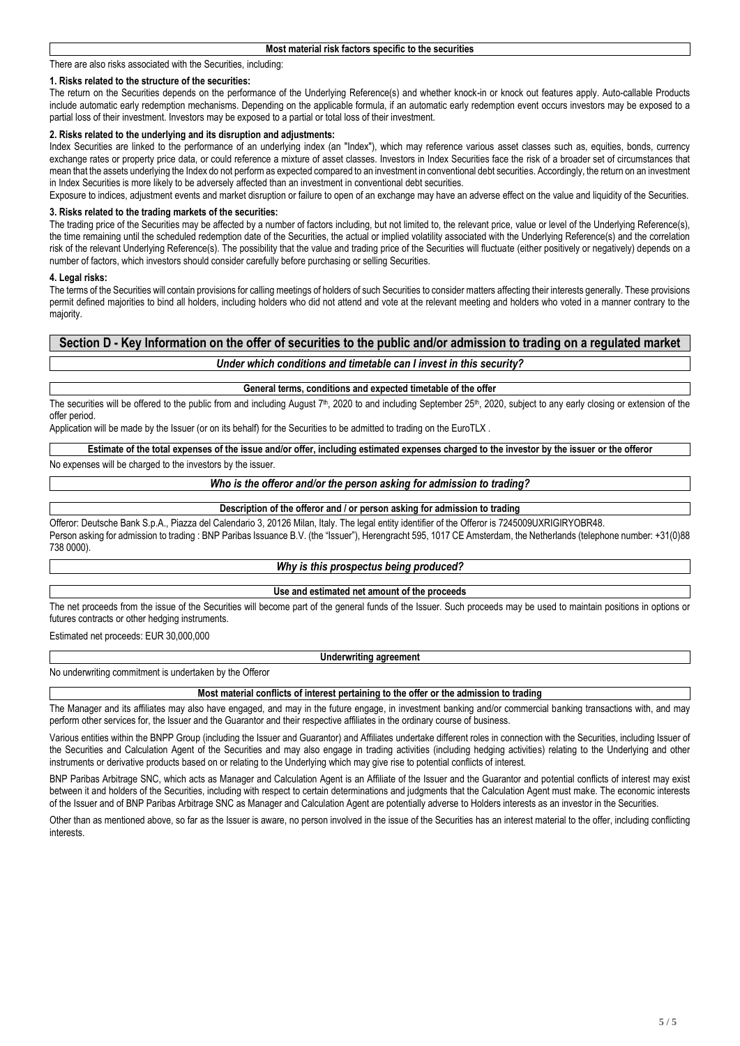#### Most material risk factors specific to the securities

There are also risks associated with the Securities, including:

**1. Risks related to the structure of the securities:**

The return on the Securities depends on the performance of the Underlying Reference(s) and whether knock-in or knock out features apply. Auto-callable Products include automatic early redemption mechanisms. Depending on the applicable formula, if an automatic early redemption event occurs investors may be exposed to a partial loss of their investment. Investors may be exposed to a partial or total loss of their investment.

**2. Risks related to the underlying and its disruption and adjustments:**

Index Securities are linked to the performance of an underlying index (an "Index"), which may reference various asset classes such as, equities, bonds, currency exchange rates or property price data, or could reference a mixture of asset classes. Investors in Index Securities face the risk of a broader set of circumstances that mean that the assets underlying the Index do not perform as expected compared to an investment in conventional debt securities. Accordingly, the return on an investment in Index Securities is more likely to be adversely affected than an investment in conventional debt securities.

Exposure to indices, adjustment events and market disruption or failure to open of an exchange may have an adverse effect on the value and liquidity of the Securities.

**3. Risks related to the trading markets of the securities:**

The trading price of the Securities may be affected by a number of factors including, but not limited to, the relevant price, value or level of the Underlying Reference(s), the time remaining until the scheduled redemption date of the Securities, the actual or implied volatility associated with the Underlying Reference(s) and the correlation risk of the relevant Underlying Reference(s). The possibility that the value and trading price of the Securities will fluctuate (either positively or negatively) depends on a number of factors, which investors should consider carefully before purchasing or selling Securities.

**4. Legal risks:**

The terms of the Securities will contain provisions for calling meetings of holders of such Securities to consider matters affecting their interests generally. These provisions permit defined majorities to bind all holders, including holders who did not attend and vote at the relevant meeting and holders who voted in a manner contrary to the majority.

## Section D - Key Information on the offer of securities to the public and/or admission to trading on a regulated market

### *Under which conditions and timetable can I invest in this security?*

#### General terms, conditions and expected timetable of the offer

The securities will be offered to the public from and including August 7th, 2020 to and including September 25th, 2020, subject to any early closing or extension of the offer period.

Application will be made by the Issuer (or on its behalf) for the Securities to be admitted to trading on the EuroTLX .

#### Estimate of the total expenses of the issue and/or offer, including estimated expenses charged to the investor by the issuer or the offeror

No expenses will be charged to the investors by the issuer.

### *Who is the offeror and/or the person asking for admission to trading?*

#### Description of the offeror and / or person asking for admission to trading

Offeror: Deutsche Bank S.p.A., Piazza del Calendario 3, 20126 Milan, Italy. The legal entity identifier of the Offeror is 7245009UXRIGIRYOBR48.

Person asking for admission to trading : BNP Paribas Issuance B.V. (the "Issuer"), Herengracht 595, 1017 CE Amsterdam, the Netherlands (telephone number: +31(0)88 738 0000).

### *Why is this prospectus being produced?*

#### Use and estimated net amount of the proceeds

The net proceeds from the issue of the Securities will become part of the general funds of the Issuer. Such proceeds may be used to maintain positions in options or futures contracts or other hedging instruments.

Estimated net proceeds: EUR 30,000,000

#### Underwriting agreement

No underwriting commitment is undertaken by the Offeror

#### Most material conflicts of interest pertaining to the offer or the admission to trading

The Manager and its affiliates may also have engaged, and may in the future engage, in investment banking and/or commercial banking transactions with, and may perform other services for, the Issuer and the Guarantor and their respective affiliates in the ordinary course of business.

Various entities within the BNPP Group (including the Issuer and Guarantor) and Affiliates undertake different roles in connection with the Securities, including Issuer of the Securities and Calculation Agent of the Securities and may also engage in trading activities (including hedging activities) relating to the Underlying and other instruments or derivative products based on or relating to the Underlying which may give rise to potential conflicts of interest.

BNP Paribas Arbitrage SNC, which acts as Manager and Calculation Agent is an Affiliate of the Issuer and the Guarantor and potential conflicts of interest may exist between it and holders of the Securities, including with respect to certain determinations and judgments that the Calculation Agent must make. The economic interests of the Issuer and of BNP Paribas Arbitrage SNC as Manager and Calculation Agent are potentially adverse to Holders interests as an investor in the Securities.

Other than as mentioned above, so far as the Issuer is aware, no person involved in the issue of the Securities has an interest material to the offer, including conflicting interests.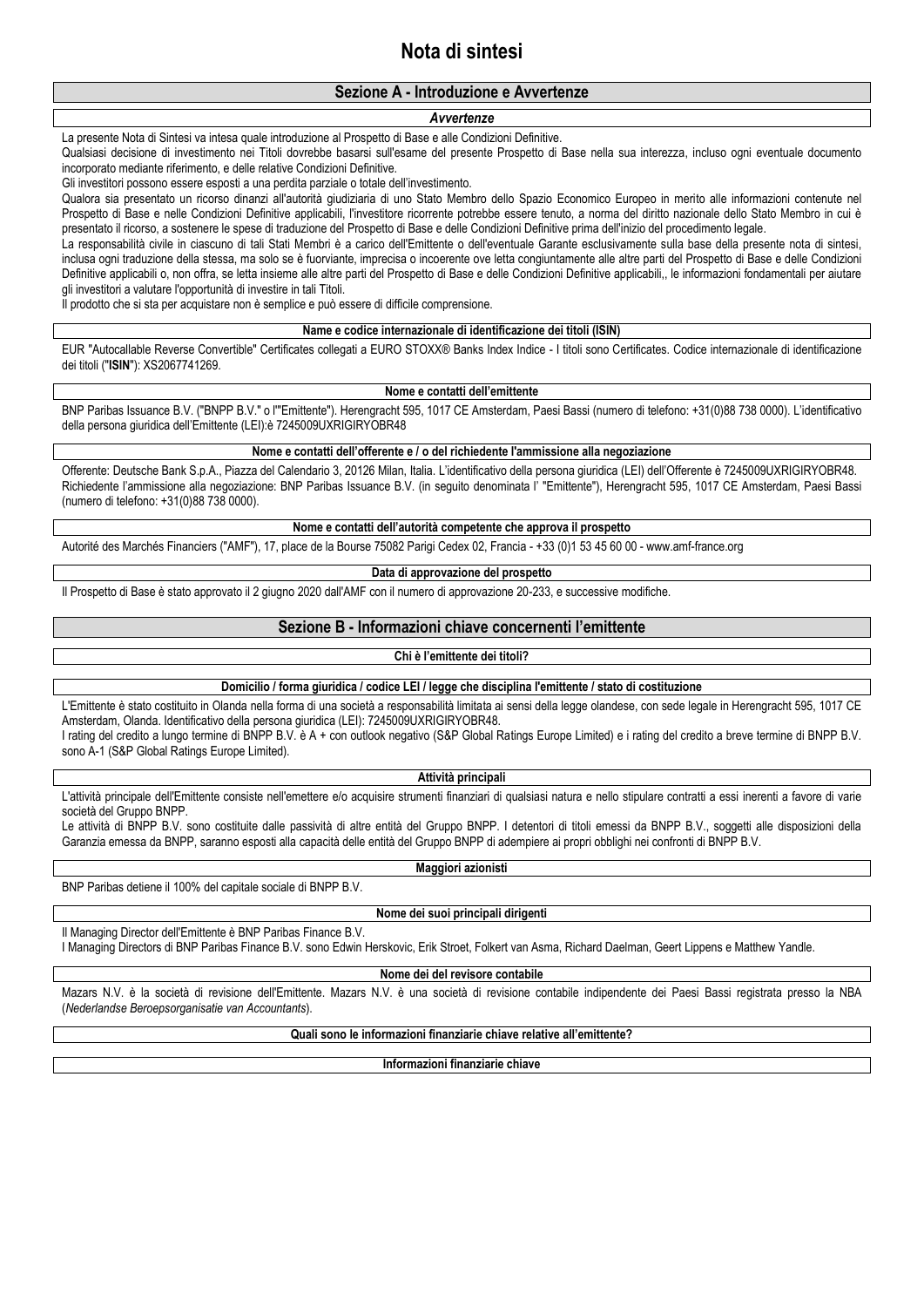# Nota di sintesi

## Sezione A - Introduzione e Avvertenze

### *Avvertenze*

La presente Nota di Sintesi va intesa quale introduzione al Prospetto di Base e alle Condizioni Definitive.

Qualsiasi decisione di investimento nei Titoli dovrebbe basarsi sull'esame del presente Prospetto di Base nella sua interezza, incluso ogni eventuale documento incorporato mediante riferimento, e delle relative Condizioni Definitive.

Gli investitori possono essere esposti a una perdita parziale o totale dell'investimento.

Qualora sia presentato un ricorso dinanzi all'autorità giudiziaria di uno Stato Membro dello Spazio Economico Europeo in merito alle informazioni contenute nel Prospetto di Base e nelle Condizioni Definitive applicabili, l'investitore ricorrente potrebbe essere tenuto, a norma del diritto nazionale dello Stato Membro in cui è presentato il ricorso, a sostenere le spese di traduzione del Prospetto di Base e delle Condizioni Definitive prima dell'inizio del procedimento legale.

La responsabilità civile in ciascuno di tali Stati Membri è a carico dell'Emittente o dell'eventuale Garante esclusivamente sulla base della presente nota di sintesi, inclusa ogni traduzione della stessa, ma solo se è fuorviante, imprecisa o incoerente ove letta congiuntamente alle altre parti del Prospetto di Base e delle Condizioni Definitive applicabili o, non offra, se letta insieme alle altre parti del Prospetto di Base e delle Condizioni Definitive applicabili,, le informazioni fondamentali per aiutare gli investitori a valutare l'opportunità di investire in tali Titoli.

Il prodotto che si sta per acquistare non è semplice e può essere di difficile comprensione.

### Name e codice internazionale di identificazione dei titoli (ISIN)

EUR "Autocallable Reverse Convertible" Certificates collegati a EURO STOXX® Banks Index Indice - I titoli sono Certificates. Codice internazionale di identificazione dei titoli ("**ISIN**"): XS2067741269.

### Nome e contatti dell'emittente

BNP Paribas Issuance B.V. ("BNPP B.V." o l'"Emittente"). Herengracht 595, 1017 CE Amsterdam, Paesi Bassi (numero di telefono: +31(0)88 738 0000). L'identificativo della persona giuridica dell'Emittente (LEI):è 7245009UXRIGIRYOBR48

### Nome e contatti dell'offerente e / o del richiedente l'ammissione alla negoziazione

Offerente: Deutsche Bank S.p.A., Piazza del Calendario 3, 20126 Milan, Italia. L'identificativo della persona giuridica (LEI) dell'Offerente è 7245009UXRIGIRYOBR48. Richiedente l'ammissione alla negoziazione: BNP Paribas Issuance B.V. (in seguito denominata l' "Emittente"), Herengracht 595, 1017 CE Amsterdam, Paesi Bassi (numero di telefono: +31(0)88 738 0000).

### Nome e contatti dell'autorità competente che approva il prospetto

Autorité des Marchés Financiers ("AMF"), 17, place de la Bourse 75082 Parigi Cedex 02, Francia - +33 (0)1 53 45 60 00 - www.amf-france.org

### Data di approvazione del prospetto

Il Prospetto di Base è stato approvato il 2 giugno 2020 dall'AMF con il numero di approvazione 20-233, e successive modifiche.

## Sezione B - Informazioni chiave concernenti l'emittente

### Chi è l'emittente dei titoli?

### Domicilio / forma giuridica / codice LEI / legge che disciplina l'emittente / stato di costituzione

L'Emittente è stato costituito in Olanda nella forma di una società a responsabilità limitata ai sensi della legge olandese, con sede legale in Herengracht 595, 1017 CE Amsterdam, Olanda. Identificativo della persona giuridica (LEI): 7245009UXRIGIRYOBR48.

I rating del credito a lungo termine di BNPP B.V. è A + con outlook negativo (S&P Global Ratings Europe Limited) e i rating del credito a breve termine di BNPP B.V. sono A-1 (S&P Global Ratings Europe Limited).

### Attività principali

L'attività principale dell'Emittente consiste nell'emettere e/o acquisire strumenti finanziari di qualsiasi natura e nello stipulare contratti a essi inerenti a favore di varie società del Gruppo BNPP.

Le attività di BNPP B.V. sono costituite dalle passività di altre entità del Gruppo BNPP. I detentori di titoli emessi da BNPP B.V., soggetti alle disposizioni della Garanzia emessa da BNPP, saranno esposti alla capacità delle entità del Gruppo BNPP di adempiere ai propri obblighi nei confronti di BNPP B.V.

### Maggiori azionisti

BNP Paribas detiene il 100% del capitale sociale di BNPP B.V.

### Nome dei suoi principali dirigenti

Il Managing Director dell'Emittente è BNP Paribas Finance B.V.

I Managing Directors di BNP Paribas Finance B.V. sono Edwin Herskovic, Erik Stroet, Folkert van Asma, Richard Daelman, Geert Lippens e Matthew Yandle.

### Nome dei del revisore contabile

Mazars N.V. è la società di revisione dell'Emittente. Mazars N.V. è una società di revisione contabile indipendente dei Paesi Bassi registrata presso la NBA (*Nederlandse Beroepsorganisatie van Accountants*).

### Quali sono le informazioni finanziarie chiave relative all'emittente?

### Informazioni finanziarie chiave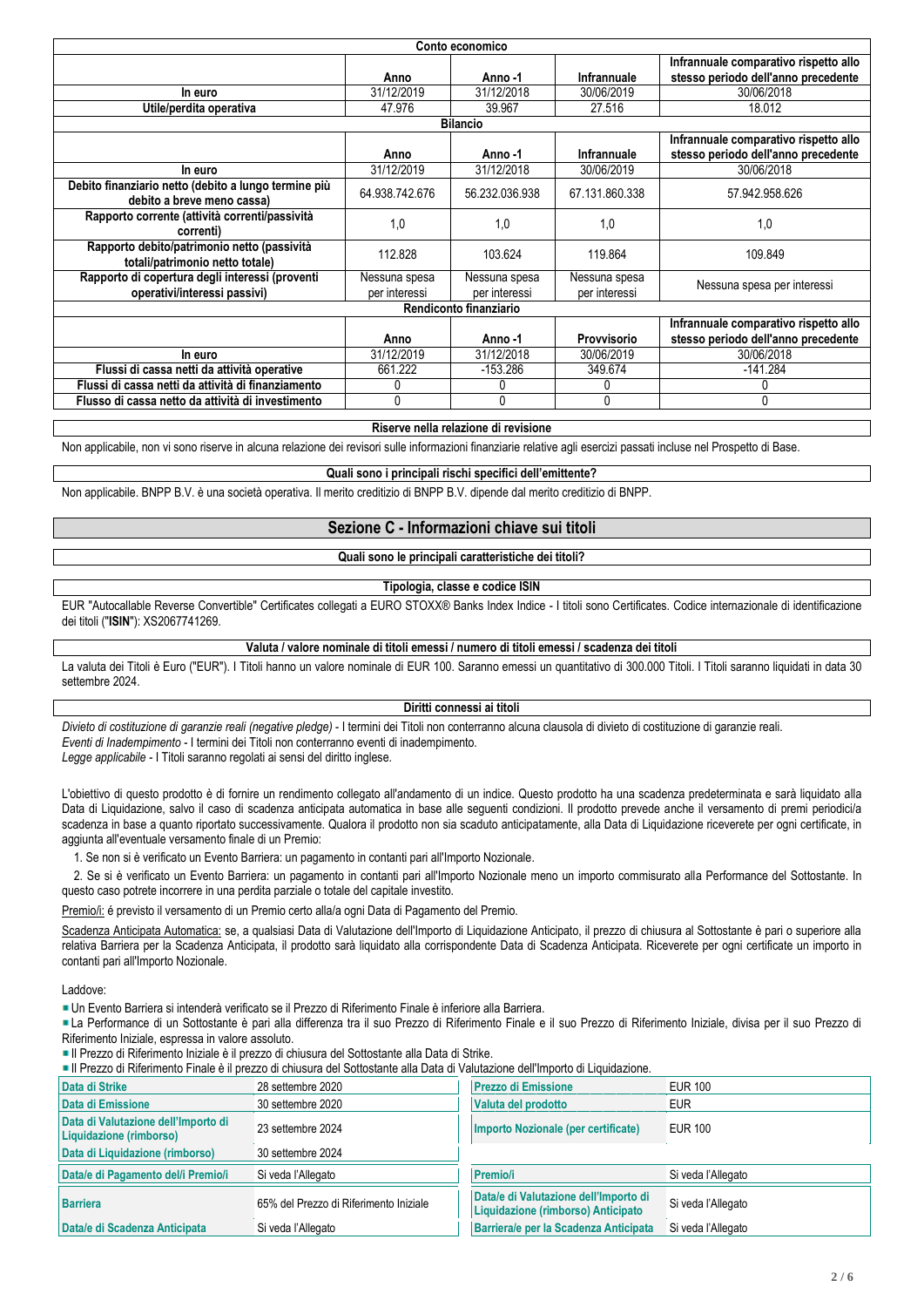| Conto economico | | | | |
|---|---|---|---|---|
| | Anno | Anno -1 | Infrannuale | Infrannuale comparativo rispetto allo stesso periodo dell'anno precedente |
| In euro | 31/12/2019 | 31/12/2018 | 30/06/2019 | 30/06/2018 |
| Utile/perdita operativa | 47.976 | 39.967 | 27.516 | 18.012 |

| Bilancio | | | | |
|---|---|---|---|---|
| | Anno | Anno -1 | Infrannuale | Infrannuale comparativo rispetto allo stesso periodo dell'anno precedente |
| In euro | 31/12/2019 | 31/12/2018 | 30/06/2019 | 30/06/2018 |
| Debito finanziario netto (debito a lungo termine più debito a breve meno cassa) | 64.938.742.676 | 56.232.036.938 | 67.131.860.338 | 57.942.958.626 |
| Rapporto corrente (attività correnti/passività correnti) | 1,0 | 1,0 | 1,0 | 1,0 |
| Rapporto debito/patrimonio netto (passività totali/patrimonio netto totale) | 112.828 | 103.624 | 119.864 | 109.849 |
| Rapporto di copertura degli interessi (proventi operativi/interessi passivi) | Nessuna spesa per interessi | Nessuna spesa per interessi | Nessuna spesa per interessi | Nessuna spesa per interessi |

| Rendiconto finanziario | | | | |
|---|---|---|---|---|
| | Anno | Anno -1 | Provvisorio | Infrannuale comparativo rispetto allo stesso periodo dell'anno precedente |
| In euro | 31/12/2019 | 31/12/2018 | 30/06/2019 | 30/06/2018 |
| Flussi di cassa netti da attività operative | 661.222 | -153.286 | 349.674 | -141.284 |
| Flussi di cassa netti da attività di finanziamento | 0 | 0 | 0 | 0 |
| Flusso di cassa netto da attività di investimento | 0 | 0 | 0 | 0 |

**Riserve nella relazione di revisione**

Non applicabile, non vi sono riserve in alcuna relazione dei revisori sulle informazioni finanziarie relative agli esercizi passati incluse nel Prospetto di Base.

**Quali sono i principali rischi specifici dell'emittente?**

Non applicabile. BNPP B.V. è una società operativa. Il merito creditizio di BNPP B.V. dipende dal merito creditizio di BNPP.

## Sezione C - Informazioni chiave sui titoli

**Quali sono le principali caratteristiche dei titoli?**

**Tipologia, classe e codice ISIN**

EUR "Autocallable Reverse Convertible" Certificates collegati a EURO STOXX® Banks Index Indice - I titoli sono Certificates. Codice internazionale di identificazione dei titoli ("**ISIN**"): XS2067741269.

**Valuta / valore nominale di titoli emessi / numero di titoli emessi / scadenza dei titoli**

La valuta dei Titoli è Euro ("EUR"). I Titoli hanno un valore nominale di EUR 100. Saranno emessi un quantitativo di 300.000 Titoli. I Titoli saranno liquidati in data 30 settembre 2024.

**Diritti connessi ai titoli**

*Divieto di costituzione di garanzie reali (negative pledge)* - I termini dei Titoli non conterranno alcuna clausola di divieto di costituzione di garanzie reali.
*Eventi di Inadempimento* - I termini dei Titoli non conterranno eventi di inadempimento.
*Legge applicabile* - I Titoli saranno regolati ai sensi del diritto inglese.

L'obiettivo di questo prodotto è di fornire un rendimento collegato all'andamento di un indice. Questo prodotto ha una scadenza predeterminata e sarà liquidato alla Data di Liquidazione, salvo il caso di scadenza anticipata automatica in base alle seguenti condizioni. Il prodotto prevede anche il versamento di premi periodici/a scadenza in base a quanto riportato successivamente. Qualora il prodotto non sia scaduto anticipatamente, alla Data di Liquidazione riceverete per ogni certificate, in aggiunta all'eventuale versamento finale di un Premio:

1. Se non si è verificato un Evento Barriera: un pagamento in contanti pari all'Importo Nozionale.
2. Se si è verificato un Evento Barriera: un pagamento in contanti pari all'Importo Nozionale meno un importo commisurato alla Performance del Sottostante. In questo caso potrete incorrere in una perdita parziale o totale del capitale investito.

Premio/i: é previsto il versamento di un Premio certo alla/a ogni Data di Pagamento del Premio.

Scadenza Anticipata Automatica: se, a qualsiasi Data di Valutazione dell'Importo di Liquidazione Anticipato, il prezzo di chiusura al Sottostante è pari o superiore alla relativa Barriera per la Scadenza Anticipata, il prodotto sarà liquidato alla corrispondente Data di Scadenza Anticipata. Riceverete per ogni certificate un importo in contanti pari all'Importo Nozionale.

Laddove:

- Un Evento Barriera si intenderà verificato se il Prezzo di Riferimento Finale è inferiore alla Barriera.
- La Performance di un Sottostante è pari alla differenza tra il suo Prezzo di Riferimento Finale e il suo Prezzo di Riferimento Iniziale, divisa per il suo Prezzo di Riferimento Iniziale, espressa in valore assoluto.
- Il Prezzo di Riferimento Iniziale è il prezzo di chiusura del Sottostante alla Data di Strike.
- Il Prezzo di Riferimento Finale è il prezzo di chiusura del Sottostante alla Data di Valutazione dell'Importo di Liquidazione.

| | | | |
|---|---|---|---|
| Data di Strike | 28 settembre 2020 | Prezzo di Emissione | EUR 100 |
| Data di Emissione | 30 settembre 2020 | Valuta del prodotto | EUR |
| Data di Valutazione dell'Importo di Liquidazione (rimborso) | 23 settembre 2024 | Importo Nozionale (per certificate) | EUR 100 |
| Data di Liquidazione (rimborso) | 30 settembre 2024 | | |
| Data/e di Pagamento del/i Premio/i | Si veda l'Allegato | Premio/i | Si veda l'Allegato |
| Barriera | 65% del Prezzo di Riferimento Iniziale | Data/e di Valutazione dell'Importo di Liquidazione (rimborso) Anticipato | Si veda l'Allegato |
| Data/e di Scadenza Anticipata | Si veda l'Allegato | Barriera/e per la Scadenza Anticipata | Si veda l'Allegato |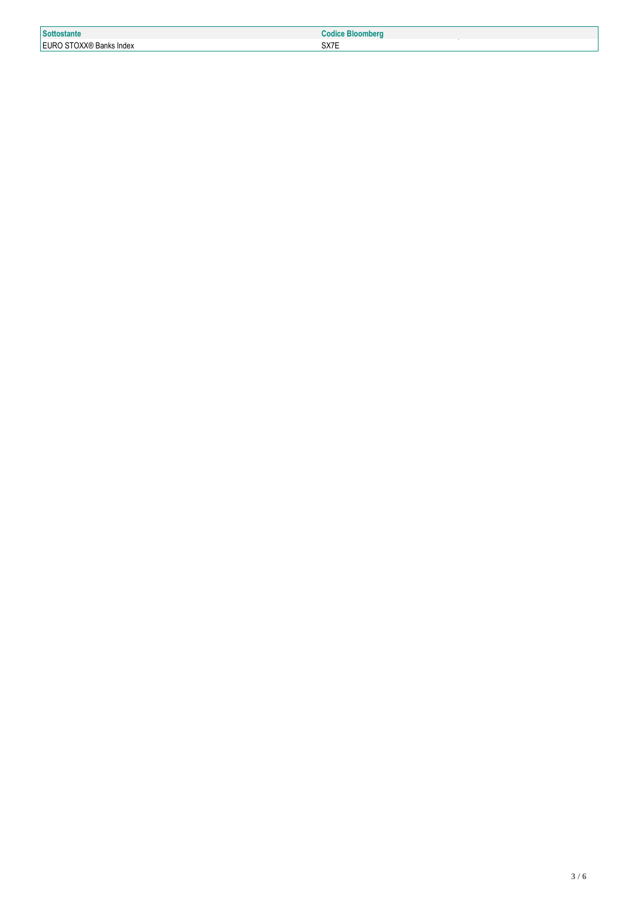| Sottostante | Codice Bloomberg |
| --- | --- |
| EURO STOXX® Banks Index | SX7E |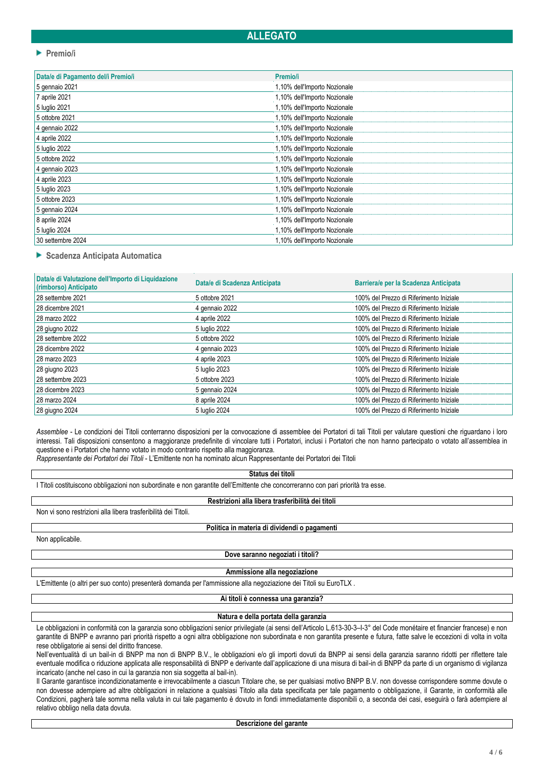## ALLEGATO

### Premio/i

| Data/e di Pagamento del/i Premio/i | Premio/i |
|---|---|
| 5 gennaio 2021 | 1,10% dell'Importo Nozionale |
| 7 aprile 2021 | 1,10% dell'Importo Nozionale |
| 5 luglio 2021 | 1,10% dell'Importo Nozionale |
| 5 ottobre 2021 | 1,10% dell'Importo Nozionale |
| 4 gennaio 2022 | 1,10% dell'Importo Nozionale |
| 4 aprile 2022 | 1,10% dell'Importo Nozionale |
| 5 luglio 2022 | 1,10% dell'Importo Nozionale |
| 5 ottobre 2022 | 1,10% dell'Importo Nozionale |
| 4 gennaio 2023 | 1,10% dell'Importo Nozionale |
| 4 aprile 2023 | 1,10% dell'Importo Nozionale |
| 5 luglio 2023 | 1,10% dell'Importo Nozionale |
| 5 ottobre 2023 | 1,10% dell'Importo Nozionale |
| 5 gennaio 2024 | 1,10% dell'Importo Nozionale |
| 8 aprile 2024 | 1,10% dell'Importo Nozionale |
| 5 luglio 2024 | 1,10% dell'Importo Nozionale |
| 30 settembre 2024 | 1,10% dell'Importo Nozionale |

### Scadenza Anticipata Automatica

| Data/e di Valutazione dell'Importo di Liquidazione (rimborso) Anticipato | Data/e di Scadenza Anticipata | Barriera/e per la Scadenza Anticipata |
|---|---|---|
| 28 settembre 2021 | 5 ottobre 2021 | 100% del Prezzo di Riferimento Iniziale |
| 28 dicembre 2021 | 4 gennaio 2022 | 100% del Prezzo di Riferimento Iniziale |
| 28 marzo 2022 | 4 aprile 2022 | 100% del Prezzo di Riferimento Iniziale |
| 28 giugno 2022 | 5 luglio 2022 | 100% del Prezzo di Riferimento Iniziale |
| 28 settembre 2022 | 5 ottobre 2022 | 100% del Prezzo di Riferimento Iniziale |
| 28 dicembre 2022 | 4 gennaio 2023 | 100% del Prezzo di Riferimento Iniziale |
| 28 marzo 2023 | 4 aprile 2023 | 100% del Prezzo di Riferimento Iniziale |
| 28 giugno 2023 | 5 luglio 2023 | 100% del Prezzo di Riferimento Iniziale |
| 28 settembre 2023 | 5 ottobre 2023 | 100% del Prezzo di Riferimento Iniziale |
| 28 dicembre 2023 | 5 gennaio 2024 | 100% del Prezzo di Riferimento Iniziale |
| 28 marzo 2024 | 8 aprile 2024 | 100% del Prezzo di Riferimento Iniziale |
| 28 giugno 2024 | 5 luglio 2024 | 100% del Prezzo di Riferimento Iniziale |

*Assemblee* - Le condizioni dei Titoli conterranno disposizioni per la convocazione di assemblee dei Portatori di tali Titoli per valutare questioni che riguardano i loro interessi. Tali disposizioni consentono a maggioranze predefinite di vincolare tutti i Portatori, inclusi i Portatori che non hanno partecipato o votato all'assemblea in questione e i Portatori che hanno votato in modo contrario rispetto alla maggioranza.
*Rappresentante dei Portatori dei Titoli* - L'Emittente non ha nominato alcun Rappresentante dei Portatori dei Titoli

**Status dei titoli**

I Titoli costituiscono obbligazioni non subordinate e non garantite dell'Emittente che concorreranno con pari priorità tra esse.

**Restrizioni alla libera trasferibilità dei titoli**

Non vi sono restrizioni alla libera trasferibilità dei Titoli.

**Politica in materia di dividendi o pagamenti**

Non applicabile.

**Dove saranno negoziati i titoli?**

**Ammissione alla negoziazione**

L'Emittente (o altri per suo conto) presenterà domanda per l'ammissione alla negoziazione dei Titoli su EuroTLX .

**Ai titoli è connessa una garanzia?**

**Natura e della portata della garanzia**

Le obbligazioni in conformità con la garanzia sono obbligazioni senior privilegiate (ai sensi dell'Articolo L.613-30-3–I-3° del Code monétaire et financier francese) e non garantite di BNPP e avranno pari priorità rispetto a ogni altra obbligazione non subordinata e non garantita presente e futura, fatte salve le eccezioni di volta in volta rese obbligatorie ai sensi del diritto francese.
Nell'eventualità di un bail-in di BNPP ma non di BNPP B.V., le obbligazioni e/o gli importi dovuti da BNPP ai sensi della garanzia saranno ridotti per riflettere tale eventuale modifica o riduzione applicata alle responsabilità di BNPP e derivante dall'applicazione di una misura di bail-in di BNPP da parte di un organismo di vigilanza incaricato (anche nel caso in cui la garanzia non sia soggetta al bail-in).
Il Garante garantisce incondizionatamente e irrevocabilmente a ciascun Titolare che, se per qualsiasi motivo BNPP B.V. non dovesse corrispondere somme dovute o non dovesse adempiere ad altre obbligazioni in relazione a qualsiasi Titolo alla data specificata per tale pagamento o obbligazione, il Garante, in conformità alle Condizioni, pagherà tale somma nella valuta in cui tale pagamento è dovuto in fondi immediatamente disponibili o, a seconda dei casi, eseguirà o farà adempiere al relativo obbligo nella data dovuta.

**Descrizione del garante**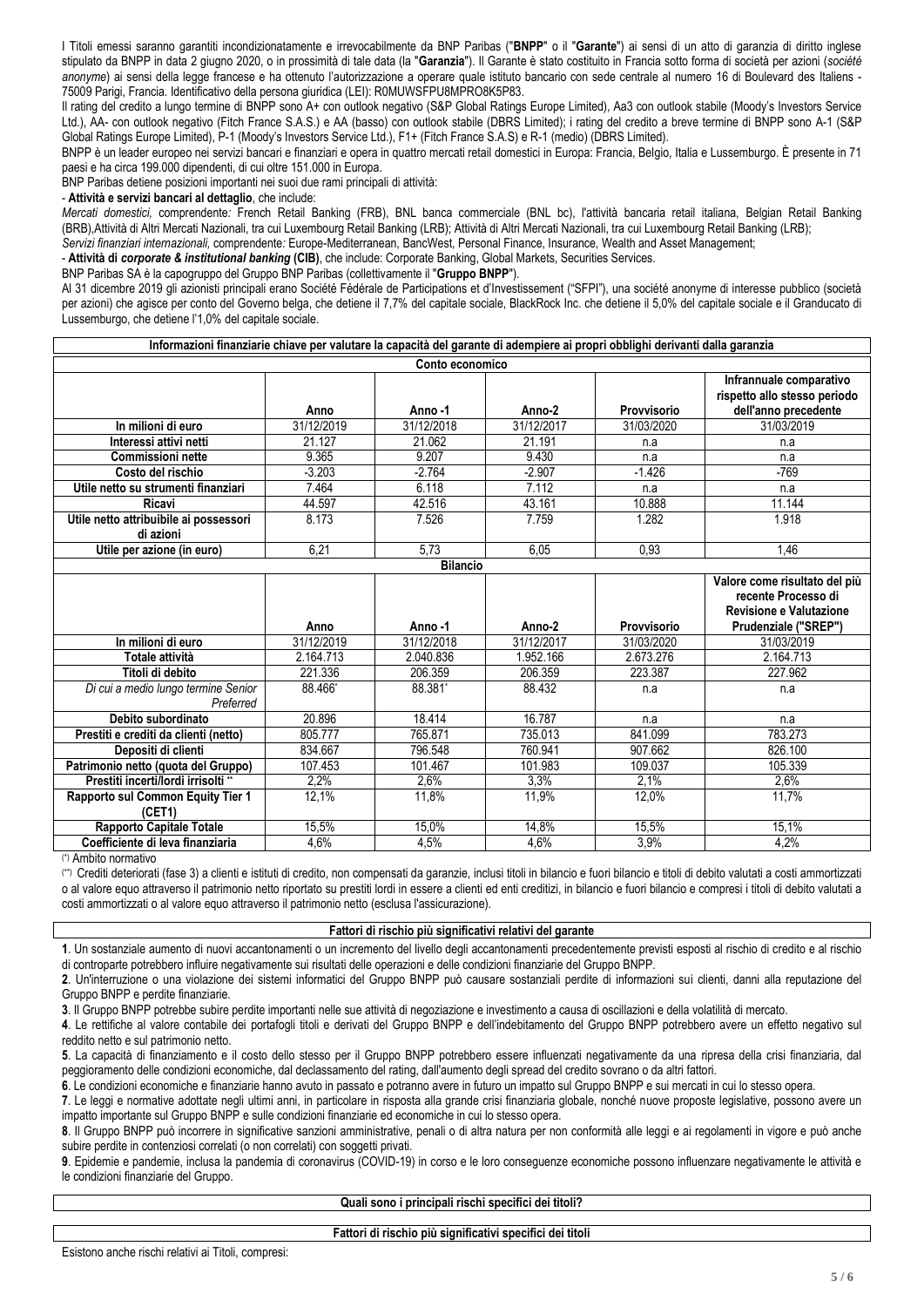I Titoli emessi saranno garantiti incondizionatamente e irrevocabilmente da BNP Paribas ("**BNPP**" o il "**Garante**") ai sensi di un atto di garanzia di diritto inglese stipulato da BNPP in data 2 giugno 2020, o in prossimità di tale data (la "**Garanzia**"). Il Garante è stato costituito in Francia sotto forma di società per azioni (*société anonyme*) ai sensi della legge francese e ha ottenuto l'autorizzazione a operare quale istituto bancario con sede centrale al numero 16 di Boulevard des Italiens - 75009 Parigi, Francia. Identificativo della persona giuridica (LEI): R0MUWSFPU8MPRO8K5P83.

Il rating del credito a lungo termine di BNPP sono A+ con outlook negativo (S&P Global Ratings Europe Limited), Aa3 con outlook stabile (Moody's Investors Service Ltd.), AA- con outlook negativo (Fitch France S.A.S.) e AA (basso) con outlook stabile (DBRS Limited); i rating del credito a breve termine di BNPP sono A-1 (S&P Global Ratings Europe Limited), P-1 (Moody's Investors Service Ltd.), F1+ (Fitch France S.A.S) e R-1 (medio) (DBRS Limited).

BNPP è un leader europeo nei servizi bancari e finanziari e opera in quattro mercati retail domestici in Europa: Francia, Belgio, Italia e Lussemburgo. È presente in 71 paesi e ha circa 199.000 dipendenti, di cui oltre 151.000 in Europa.

BNP Paribas detiene posizioni importanti nei suoi due rami principali di attività:

- **Attività e servizi bancari al dettaglio**, che include:

*Mercati domestici,* comprendente*:* French Retail Banking (FRB), BNL banca commerciale (BNL bc), l'attività bancaria retail italiana, Belgian Retail Banking (BRB),Attività di Altri Mercati Nazionali, tra cui Luxembourg Retail Banking (LRB); Attività di Altri Mercati Nazionali, tra cui Luxembourg Retail Banking (LRB);

*Servizi finanziari internazionali,* comprendente*:* Europe-Mediterranean, BancWest, Personal Finance, Insurance, Wealth and Asset Management;

- **Attività di *corporate & institutional banking* (CIB)**, che include: Corporate Banking, Global Markets, Securities Services.

BNP Paribas SA è la capogruppo del Gruppo BNP Paribas (collettivamente il "**Gruppo BNPP**").

Al 31 dicembre 2019 gli azionisti principali erano Société Fédérale de Participations et d'Investissement ("SFPI"), una société anonyme di interesse pubblico (società per azioni) che agisce per conto del Governo belga, che detiene il 7,7% del capitale sociale, BlackRock Inc. che detiene il 5,0% del capitale sociale e il Granducato di Lussemburgo, che detiene l'1,0% del capitale sociale.

**Informazioni finanziarie chiave per valutare la capacità del garante di adempiere ai propri obblighi derivanti dalla garanzia**

**Conto economico**

| | Anno | Anno -1 | Anno-2 | Provvisorio | Infrannuale comparativo rispetto allo stesso periodo dell'anno precedente |
|---|---|---|---|---|---|
| **In milioni di euro** | 31/12/2019 | 31/12/2018 | 31/12/2017 | 31/03/2020 | 31/03/2019 |
| **Interessi attivi netti** | 21.127 | 21.062 | 21.191 | n.a | n.a |
| **Commissioni nette** | 9.365 | 9.207 | 9.430 | n.a | n.a |
| **Costo del rischio** | -3.203 | -2.764 | -2.907 | -1.426 | -769 |
| **Utile netto su strumenti finanziari** | 7.464 | 6.118 | 7.112 | n.a | n.a |
| **Ricavi** | 44.597 | 42.516 | 43.161 | 10.888 | 11.144 |
| **Utile netto attribuibile ai possessori di azioni** | 8.173 | 7.526 | 7.759 | 1.282 | 1.918 |
| **Utile per azione (in euro)** | 6,21 | 5,73 | 6,05 | 0,93 | 1,46 |

**Bilancio**

| | Anno | Anno -1 | Anno-2 | Provvisorio | Valore come risultato del più recente Processo di Revisione e Valutazione Prudenziale ("SREP") |
|---|---|---|---|---|---|
| **In milioni di euro** | 31/12/2019 | 31/12/2018 | 31/12/2017 | 31/03/2020 | 31/03/2019 |
| **Totale attività** | 2.164.713 | 2.040.836 | 1.952.166 | 2.673.276 | 2.164.713 |
| **Titoli di debito** | 221.336 | 206.359 | 206.359 | 223.387 | 227.962 |
| *Di cui a medio lungo termine Senior Preferred* | 88.466* | 88.381* | 88.432 | n.a | n.a |
| **Debito subordinato** | 20.896 | 18.414 | 16.787 | n.a | n.a |
| **Prestiti e crediti da clienti (netto)** | 805.777 | 765.871 | 735.013 | 841.099 | 783.273 |
| **Depositi di clienti** | 834.667 | 796.548 | 760.941 | 907.662 | 826.100 |
| **Patrimonio netto (quota del Gruppo)** | 107.453 | 101.467 | 101.983 | 109.037 | 105.339 |
| **Prestiti incerti/lordi irrisolti \*\*** | 2,2% | 2,6% | 3,3% | 2,1% | 2,6% |
| **Rapporto sul Common Equity Tier 1 (CET1)** | 12,1% | 11,8% | 11,9% | 12,0% | 11,7% |
| **Rapporto Capitale Totale** | 15,5% | 15,0% | 14,8% | 15,5% | 15,1% |
| **Coefficiente di leva finanziaria** | 4,6% | 4,5% | 4,6% | 3,9% | 4,2% |

(*) Ambito normativo

(**) Crediti deteriorati (fase 3) a clienti e istituti di credito, non compensati da garanzie, inclusi titoli in bilancio e fuori bilancio e titoli di debito valutati a costi ammortizzati o al valore equo attraverso il patrimonio netto riportato su prestiti lordi in essere a clienti ed enti creditizi, in bilancio e fuori bilancio e compresi i titoli di debito valutati a costi ammortizzati o al valore equo attraverso il patrimonio netto (esclusa l'assicurazione).

**Fattori di rischio più significativi relativi del garante**

**1**. Un sostanziale aumento di nuovi accantonamenti o un incremento del livello degli accantonamenti precedentemente previsti esposti al rischio di credito e al rischio di controparte potrebbero influire negativamente sui risultati delle operazioni e delle condizioni finanziarie del Gruppo BNPP.

**2**. Un'interruzione o una violazione dei sistemi informatici del Gruppo BNPP può causare sostanziali perdite di informazioni sui clienti, danni alla reputazione del Gruppo BNPP e perdite finanziarie.

**3**. Il Gruppo BNPP potrebbe subire perdite importanti nelle sue attività di negoziazione e investimento a causa di oscillazioni e della volatilità di mercato.

**4**. Le rettifiche al valore contabile dei portafogli titoli e derivati del Gruppo BNPP e dell'indebitamento del Gruppo BNPP potrebbero avere un effetto negativo sul reddito netto e sul patrimonio netto.

**5**. La capacità di finanziamento e il costo dello stesso per il Gruppo BNPP potrebbero essere influenzati negativamente da una ripresa della crisi finanziaria, dal peggioramento delle condizioni economiche, dal declassamento del rating, dall'aumento degli spread del credito sovrano o da altri fattori.

**6**. Le condizioni economiche e finanziarie hanno avuto in passato e potranno avere in futuro un impatto sul Gruppo BNPP e sui mercati in cui lo stesso opera.

**7**. Le leggi e normative adottate negli ultimi anni, in particolare in risposta alla grande crisi finanziaria globale, nonché nuove proposte legislative, possono avere un impatto importante sul Gruppo BNPP e sulle condizioni finanziarie ed economiche in cui lo stesso opera.

**8**. Il Gruppo BNPP può incorrere in significative sanzioni amministrative, penali o di altra natura per non conformità alle leggi e ai regolamenti in vigore e può anche subire perdite in contenziosi correlati (o non correlati) con soggetti privati.

**9**. Epidemie e pandemie, inclusa la pandemia di coronavirus (COVID-19) in corso e le loro conseguenze economiche possono influenzare negativamente le attività e le condizioni finanziarie del Gruppo.

**Quali sono i principali rischi specifici dei titoli?**

**Fattori di rischio più significativi specifici dei titoli**

Esistono anche rischi relativi ai Titoli, compresi: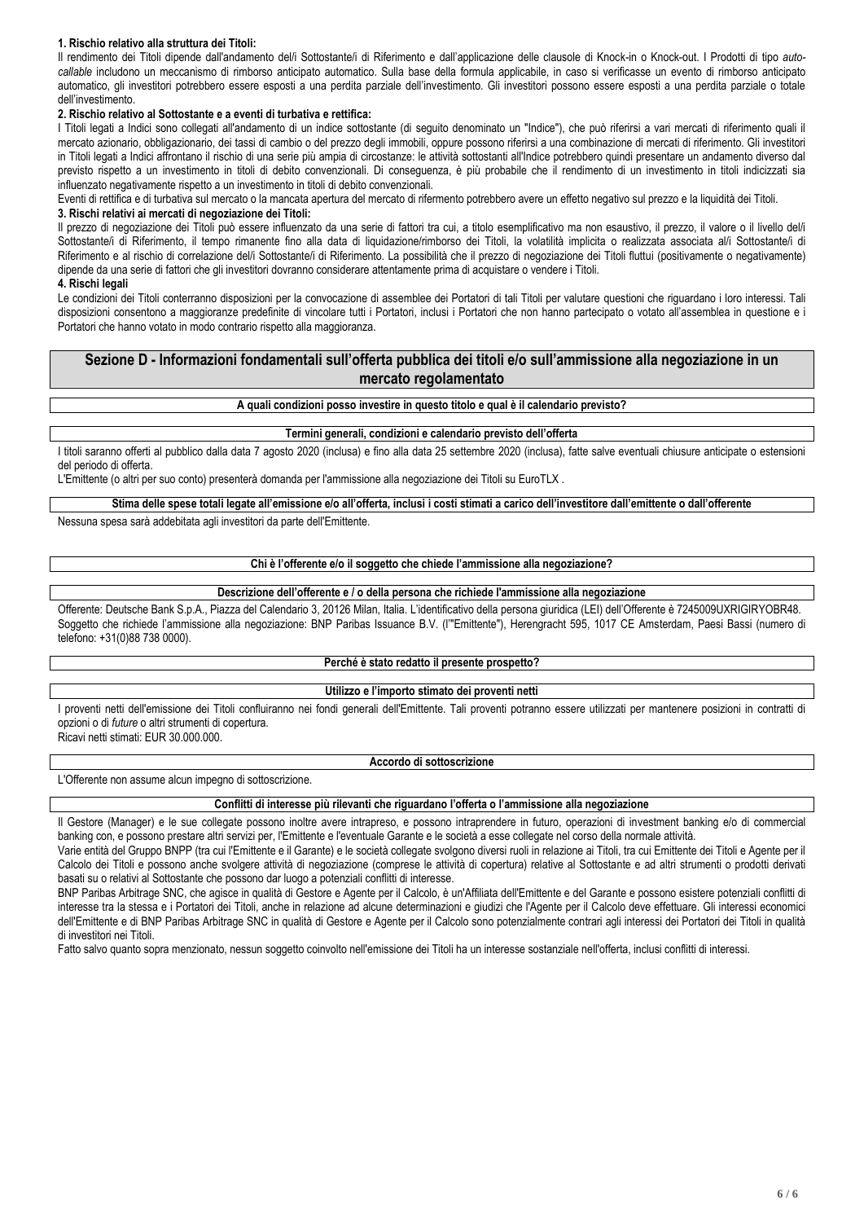**1. Rischio relativo alla struttura dei Titoli:**

Il rendimento dei Titoli dipende dall'andamento del/i Sottostante/i di Riferimento e dall'applicazione delle clausole di Knock-in o Knock-out. I Prodotti di tipo *auto-callable* includono un meccanismo di rimborso anticipato automatico. Sulla base della formula applicabile, in caso si verificasse un evento di rimborso anticipato automatico, gli investitori potrebbero essere esposti a una perdita parziale dell'investimento. Gli investitori possono essere esposti a una perdita parziale o totale dell'investimento.

**2. Rischio relativo al Sottostante e a eventi di turbativa e rettifica:**

I Titoli legati a Indici sono collegati all'andamento di un indice sottostante (di seguito denominato un "Indice"), che può riferirsi a vari mercati di riferimento quali il mercato azionario, obbligazionario, dei tassi di cambio o del prezzo degli immobili, oppure possono riferirsi a una combinazione di mercati di riferimento. Gli investitori in Titoli legati a Indici affrontano il rischio di una serie più ampia di circostanze: le attività sottostanti all'Indice potrebbero quindi presentare un andamento diverso dal previsto rispetto a un investimento in titoli di debito convenzionali. Di conseguenza, è più probabile che il rendimento di un investimento in titoli indicizzati sia influenzato negativamente rispetto a un investimento in titoli di debito convenzionali.

Eventi di rettifica e di turbativa sul mercato o la mancata apertura del mercato di rifermento potrebbero avere un effetto negativo sul prezzo e la liquidità dei Titoli.

**3. Rischi relativi ai mercati di negoziazione dei Titoli:**

Il prezzo di negoziazione dei Titoli può essere influenzato da una serie di fattori tra cui, a titolo esemplificativo ma non esaustivo, il prezzo, il valore o il livello del/i Sottostante/i di Riferimento, il tempo rimanente fino alla data di liquidazione/rimborso dei Titoli, la volatilità implicita o realizzata associata al/i Sottostante/i di Riferimento e al rischio di correlazione del/i Sottostante/i di Riferimento. La possibilità che il prezzo di negoziazione dei Titoli fluttui (positivamente o negativamente) dipende da una serie di fattori che gli investitori dovranno considerare attentamente prima di acquistare o vendere i Titoli.

**4. Rischi legali**

Le condizioni dei Titoli conterranno disposizioni per la convocazione di assemblee dei Portatori di tali Titoli per valutare questioni che riguardano i loro interessi. Tali disposizioni consentono a maggioranze predefinite di vincolare tutti i Portatori, inclusi i Portatori che non hanno partecipato o votato all'assemblea in questione e i Portatori che hanno votato in modo contrario rispetto alla maggioranza.

## Sezione D - Informazioni fondamentali sull'offerta pubblica dei titoli e/o sull'ammissione alla negoziazione in un mercato regolamentato

### A quali condizioni posso investire in questo titolo e qual è il calendario previsto?

#### Termini generali, condizioni e calendario previsto dell'offerta

I titoli saranno offerti al pubblico dalla data 7 agosto 2020 (inclusa) e fino alla data 25 settembre 2020 (inclusa), fatte salve eventuali chiusure anticipate o estensioni del periodo di offerta.

L'Emittente (o altri per suo conto) presenterà domanda per l'ammissione alla negoziazione dei Titoli su EuroTLX .

#### Stima delle spese totali legate all'emissione e/o all'offerta, inclusi i costi stimati a carico dell'investitore dall'emittente o dall'offerente

Nessuna spesa sarà addebitata agli investitori da parte dell'Emittente.

### Chi è l'offerente e/o il soggetto che chiede l'ammissione alla negoziazione?

#### Descrizione dell'offerente e / o della persona che richiede l'ammissione alla negoziazione

Offerente: Deutsche Bank S.p.A., Piazza del Calendario 3, 20126 Milan, Italia. L'identificativo della persona giuridica (LEI) dell'Offerente è 7245009UXRIGIRYOBR48.
Soggetto che richiede l'ammissione alla negoziazione: BNP Paribas Issuance B.V. (l'"Emittente"), Herengracht 595, 1017 CE Amsterdam, Paesi Bassi (numero di telefono: +31(0)88 738 0000).

### Perché è stato redatto il presente prospetto?

#### Utilizzo e l'importo stimato dei proventi netti

I proventi netti dell'emissione dei Titoli confluiranno nei fondi generali dell'Emittente. Tali proventi potranno essere utilizzati per mantenere posizioni in contratti di opzioni o di *future* o altri strumenti di copertura.
Ricavi netti stimati: EUR 30.000.000.

#### Accordo di sottoscrizione

L'Offerente non assume alcun impegno di sottoscrizione.

#### Conflitti di interesse più rilevanti che riguardano l'offerta o l'ammissione alla negoziazione

Il Gestore (Manager) e le sue collegate possono inoltre avere intrapreso, e possono intraprendere in futuro, operazioni di investment banking e/o di commercial banking con, e possono prestare altri servizi per, l'Emittente e l'eventuale Garante e le società a esse collegate nel corso della normale attività.

Varie entità del Gruppo BNPP (tra cui l'Emittente e il Garante) e le società collegate svolgono diversi ruoli in relazione ai Titoli, tra cui Emittente dei Titoli e Agente per il Calcolo dei Titoli e possono anche svolgere attività di negoziazione (comprese le attività di copertura) relative al Sottostante e ad altri strumenti o prodotti derivati basati su o relativi al Sottostante che possono dar luogo a potenziali conflitti di interesse.

BNP Paribas Arbitrage SNC, che agisce in qualità di Gestore e Agente per il Calcolo, è un'Affiliata dell'Emittente e del Garante e possono esistere potenziali conflitti di interesse tra la stessa e i Portatori dei Titoli, anche in relazione ad alcune determinazioni e giudizi che l'Agente per il Calcolo deve effettuare. Gli interessi economici dell'Emittente e di BNP Paribas Arbitrage SNC in qualità di Gestore e Agente per il Calcolo sono potenzialmente contrari agli interessi dei Portatori dei Titoli in qualità di investitori nei Titoli.

Fatto salvo quanto sopra menzionato, nessun soggetto coinvolto nell'emissione dei Titoli ha un interesse sostanziale nell'offerta, inclusi conflitti di interessi.